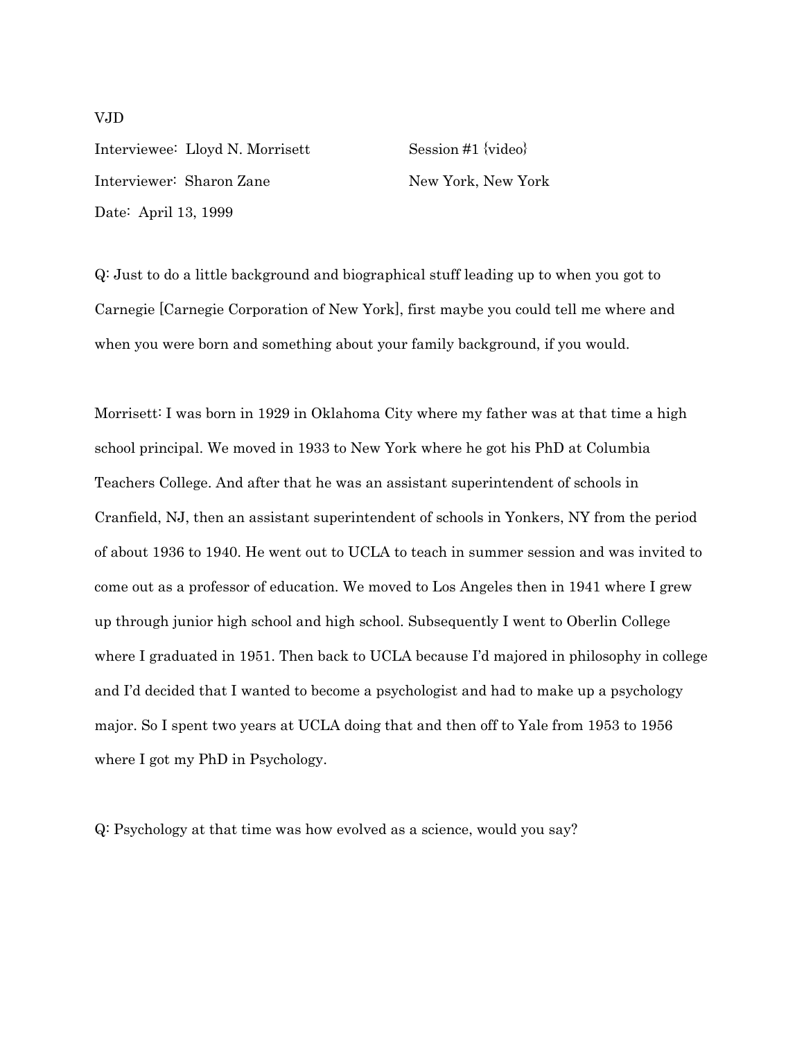VJD

Interviewee: Lloyd N. Morrisett — Session #1 {video}

Interviewer: Sharon Zane — New York, New York

Date: April 13, 1999

Q: Just to do a little background and biographical stuff leading up to when you got to Carnegie [Carnegie Corporation of New York], first maybe you could tell me where and when you were born and something about your family background, if you would.

Morrisett: I was born in 1929 in Oklahoma City where my father was at that time a high school principal. We moved in 1933 to New York where he got his PhD at Columbia Teachers College. And after that he was an assistant superintendent of schools in Cranfield, NJ, then an assistant superintendent of schools in Yonkers, NY from the period of about 1936 to 1940. He went out to UCLA to teach in summer session and was invited to come out as a professor of education. We moved to Los Angeles then in 1941 where I grew up through junior high school and high school. Subsequently I went to Oberlin College where I graduated in 1951. Then back to UCLA because I'd majored in philosophy in college and I'd decided that I wanted to become a psychologist and had to make up a psychology major. So I spent two years at UCLA doing that and then off to Yale from 1953 to 1956 where I got my PhD in Psychology.

Q: Psychology at that time was how evolved as a science, would you say?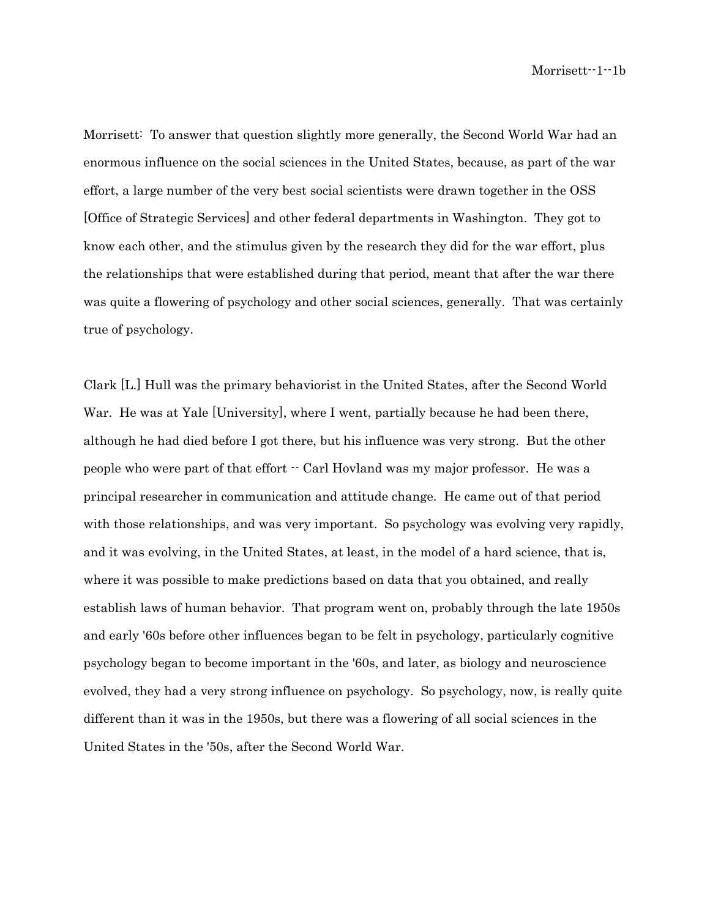Morrisett: To answer that question slightly more generally, the Second World War had an enormous influence on the social sciences in the United States, because, as part of the war effort, a large number of the very best social scientists were drawn together in the OSS [Office of Strategic Services] and other federal departments in Washington. They got to know each other, and the stimulus given by the research they did for the war effort, plus the relationships that were established during that period, meant that after the war there was quite a flowering of psychology and other social sciences, generally. That was certainly true of psychology.

Clark [L.] Hull was the primary behaviorist in the United States, after the Second World War. He was at Yale [University], where I went, partially because he had been there, although he had died before I got there, but his influence was very strong. But the other people who were part of that effort -- Carl Hovland was my major professor. He was a principal researcher in communication and attitude change. He came out of that period with those relationships, and was very important. So psychology was evolving very rapidly, and it was evolving, in the United States, at least, in the model of a hard science, that is, where it was possible to make predictions based on data that you obtained, and really establish laws of human behavior. That program went on, probably through the late 1950s and early '60s before other influences began to be felt in psychology, particularly cognitive psychology began to become important in the '60s, and later, as biology and neuroscience evolved, they had a very strong influence on psychology. So psychology, now, is really quite different than it was in the 1950s, but there was a flowering of all social sciences in the United States in the '50s, after the Second World War.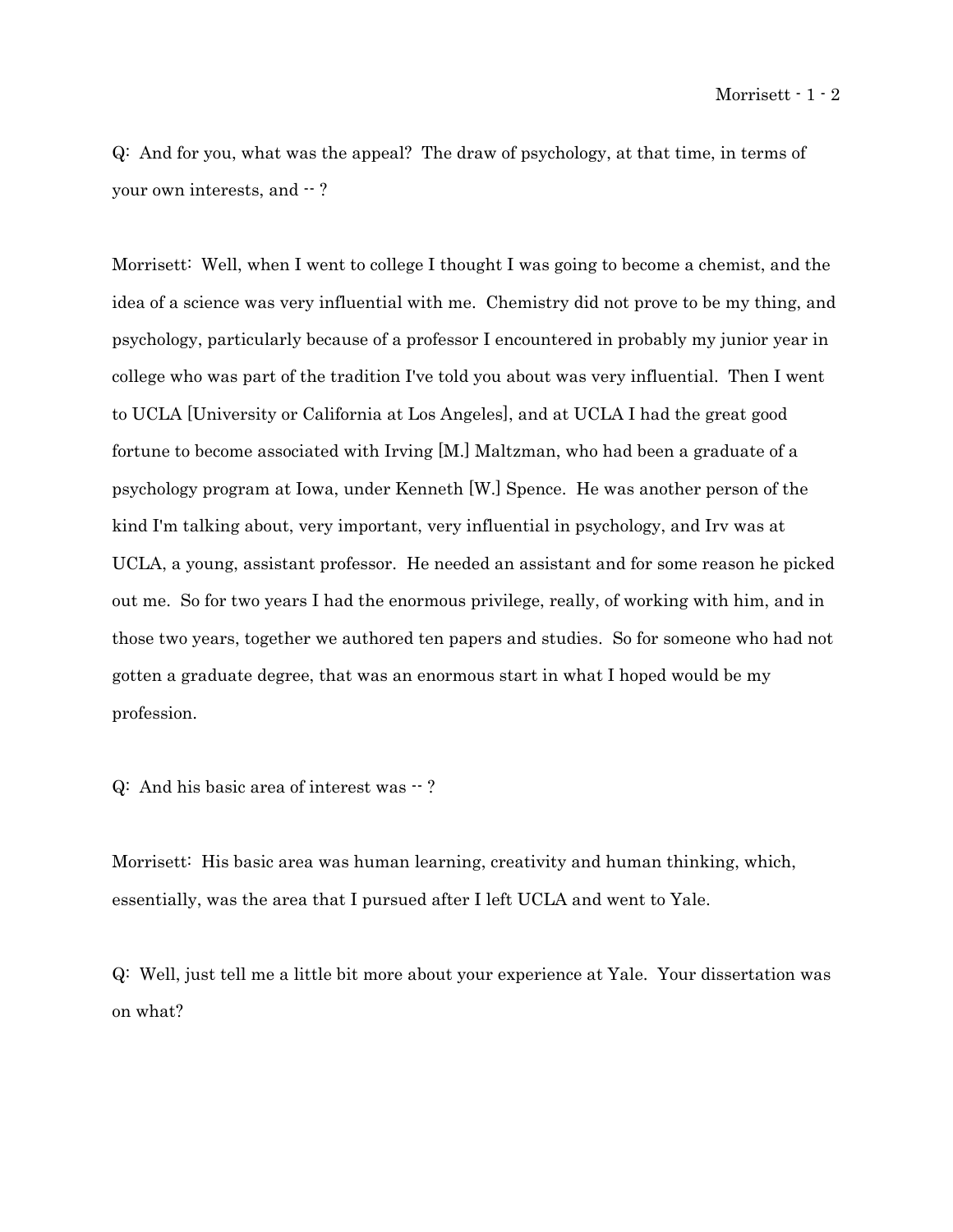Q: And for you, what was the appeal? The draw of psychology, at that time, in terms of your own interests, and -- ?

Morrisett: Well, when I went to college I thought I was going to become a chemist, and the idea of a science was very influential with me. Chemistry did not prove to be my thing, and psychology, particularly because of a professor I encountered in probably my junior year in college who was part of the tradition I've told you about was very influential. Then I went to UCLA [University or California at Los Angeles], and at UCLA I had the great good fortune to become associated with Irving [M.] Maltzman, who had been a graduate of a psychology program at Iowa, under Kenneth [W.] Spence. He was another person of the kind I'm talking about, very important, very influential in psychology, and Irv was at UCLA, a young, assistant professor. He needed an assistant and for some reason he picked out me. So for two years I had the enormous privilege, really, of working with him, and in those two years, together we authored ten papers and studies. So for someone who had not gotten a graduate degree, that was an enormous start in what I hoped would be my profession.

Q: And his basic area of interest was -- ?

Morrisett: His basic area was human learning, creativity and human thinking, which, essentially, was the area that I pursued after I left UCLA and went to Yale.

Q: Well, just tell me a little bit more about your experience at Yale. Your dissertation was on what?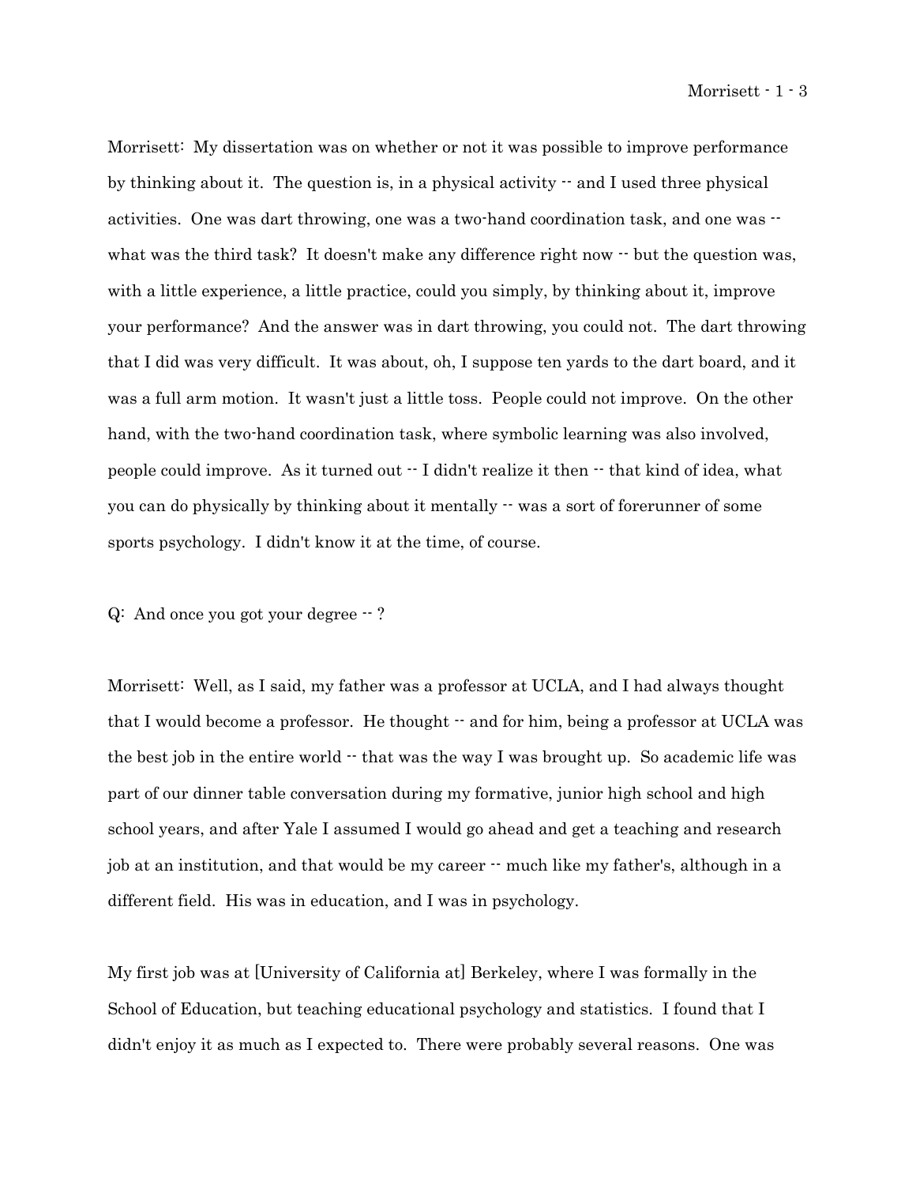Morrisett: My dissertation was on whether or not it was possible to improve performance by thinking about it. The question is, in a physical activity -- and I used three physical activities. One was dart throwing, one was a two-hand coordination task, and one was -- what was the third task? It doesn't make any difference right now -- but the question was, with a little experience, a little practice, could you simply, by thinking about it, improve your performance? And the answer was in dart throwing, you could not. The dart throwing that I did was very difficult. It was about, oh, I suppose ten yards to the dart board, and it was a full arm motion. It wasn't just a little toss. People could not improve. On the other hand, with the two-hand coordination task, where symbolic learning was also involved, people could improve. As it turned out -- I didn't realize it then -- that kind of idea, what you can do physically by thinking about it mentally -- was a sort of forerunner of some sports psychology. I didn't know it at the time, of course.

Q: And once you got your degree -- ?

Morrisett: Well, as I said, my father was a professor at UCLA, and I had always thought that I would become a professor. He thought -- and for him, being a professor at UCLA was the best job in the entire world -- that was the way I was brought up. So academic life was part of our dinner table conversation during my formative, junior high school and high school years, and after Yale I assumed I would go ahead and get a teaching and research job at an institution, and that would be my career -- much like my father's, although in a different field. His was in education, and I was in psychology.

My first job was at [University of California at] Berkeley, where I was formally in the School of Education, but teaching educational psychology and statistics. I found that I didn't enjoy it as much as I expected to. There were probably several reasons. One was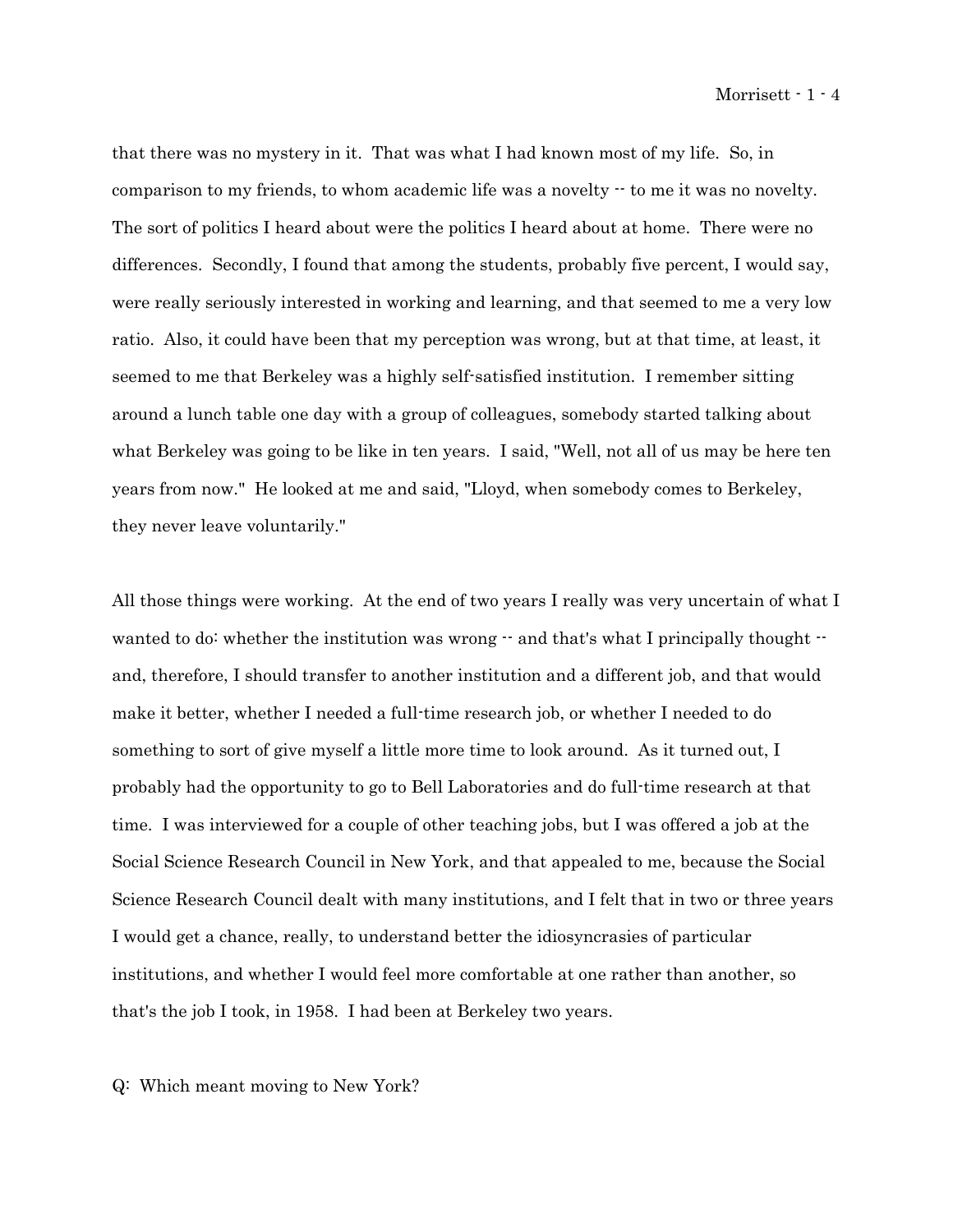that there was no mystery in it. That was what I had known most of my life. So, in comparison to my friends, to whom academic life was a novelty -- to me it was no novelty. The sort of politics I heard about were the politics I heard about at home. There were no differences. Secondly, I found that among the students, probably five percent, I would say, were really seriously interested in working and learning, and that seemed to me a very low ratio. Also, it could have been that my perception was wrong, but at that time, at least, it seemed to me that Berkeley was a highly self-satisfied institution. I remember sitting around a lunch table one day with a group of colleagues, somebody started talking about what Berkeley was going to be like in ten years. I said, "Well, not all of us may be here ten years from now." He looked at me and said, "Lloyd, when somebody comes to Berkeley, they never leave voluntarily."

All those things were working. At the end of two years I really was very uncertain of what I wanted to do: whether the institution was wrong -- and that's what I principally thought -- and, therefore, I should transfer to another institution and a different job, and that would make it better, whether I needed a full-time research job, or whether I needed to do something to sort of give myself a little more time to look around. As it turned out, I probably had the opportunity to go to Bell Laboratories and do full-time research at that time. I was interviewed for a couple of other teaching jobs, but I was offered a job at the Social Science Research Council in New York, and that appealed to me, because the Social Science Research Council dealt with many institutions, and I felt that in two or three years I would get a chance, really, to understand better the idiosyncrasies of particular institutions, and whether I would feel more comfortable at one rather than another, so that's the job I took, in 1958. I had been at Berkeley two years.

Q: Which meant moving to New York?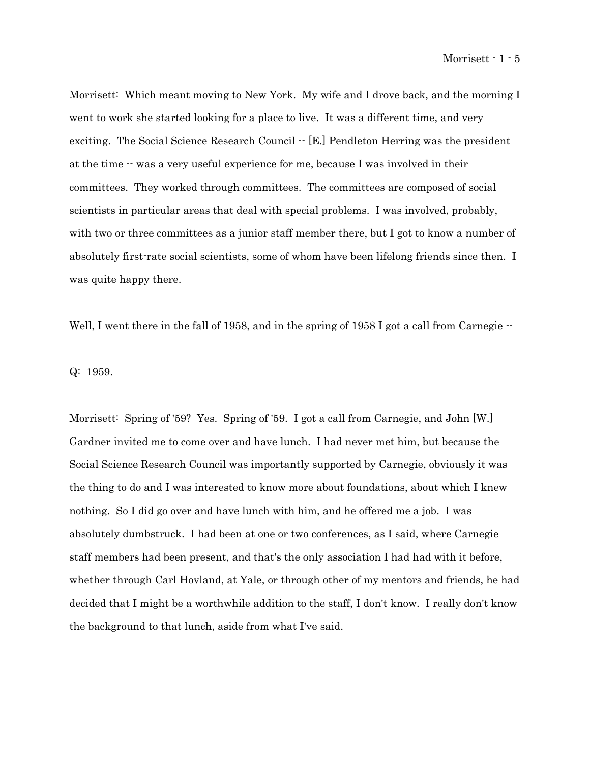Morrisett: Which meant moving to New York. My wife and I drove back, and the morning I went to work she started looking for a place to live. It was a different time, and very exciting. The Social Science Research Council -- [E.] Pendleton Herring was the president at the time -- was a very useful experience for me, because I was involved in their committees. They worked through committees. The committees are composed of social scientists in particular areas that deal with special problems. I was involved, probably, with two or three committees as a junior staff member there, but I got to know a number of absolutely first-rate social scientists, some of whom have been lifelong friends since then. I was quite happy there.

Well, I went there in the fall of 1958, and in the spring of 1958 I got a call from Carnegie --

Q: 1959.

Morrisett: Spring of '59? Yes. Spring of '59. I got a call from Carnegie, and John [W.] Gardner invited me to come over and have lunch. I had never met him, but because the Social Science Research Council was importantly supported by Carnegie, obviously it was the thing to do and I was interested to know more about foundations, about which I knew nothing. So I did go over and have lunch with him, and he offered me a job. I was absolutely dumbstruck. I had been at one or two conferences, as I said, where Carnegie staff members had been present, and that's the only association I had had with it before, whether through Carl Hovland, at Yale, or through other of my mentors and friends, he had decided that I might be a worthwhile addition to the staff, I don't know. I really don't know the background to that lunch, aside from what I've said.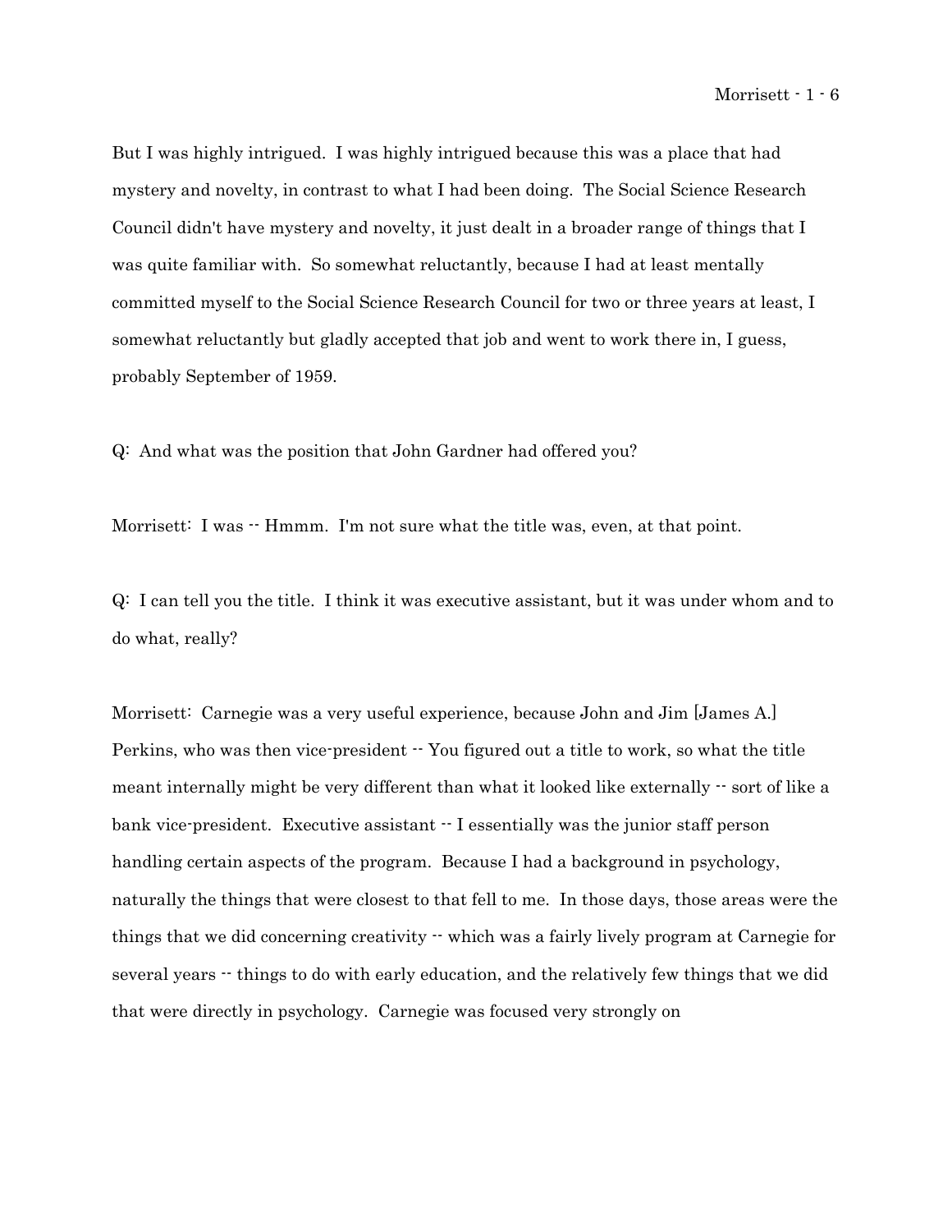But I was highly intrigued. I was highly intrigued because this was a place that had mystery and novelty, in contrast to what I had been doing. The Social Science Research Council didn't have mystery and novelty, it just dealt in a broader range of things that I was quite familiar with. So somewhat reluctantly, because I had at least mentally committed myself to the Social Science Research Council for two or three years at least, I somewhat reluctantly but gladly accepted that job and went to work there in, I guess, probably September of 1959.

Q: And what was the position that John Gardner had offered you?

Morrisett: I was -- Hmmm. I'm not sure what the title was, even, at that point.

Q: I can tell you the title. I think it was executive assistant, but it was under whom and to do what, really?

Morrisett: Carnegie was a very useful experience, because John and Jim [James A.] Perkins, who was then vice-president -- You figured out a title to work, so what the title meant internally might be very different than what it looked like externally -- sort of like a bank vice-president. Executive assistant -- I essentially was the junior staff person handling certain aspects of the program. Because I had a background in psychology, naturally the things that were closest to that fell to me. In those days, those areas were the things that we did concerning creativity -- which was a fairly lively program at Carnegie for several years -- things to do with early education, and the relatively few things that we did that were directly in psychology. Carnegie was focused very strongly on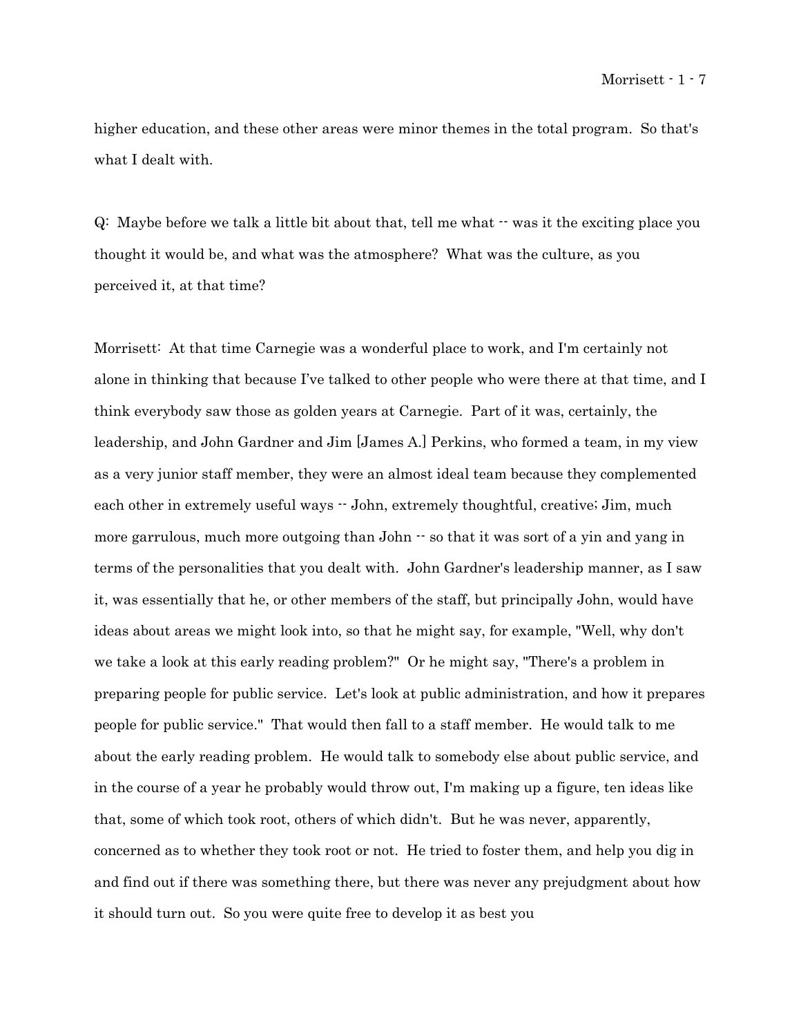higher education, and these other areas were minor themes in the total program. So that's what I dealt with.

Q: Maybe before we talk a little bit about that, tell me what -- was it the exciting place you thought it would be, and what was the atmosphere? What was the culture, as you perceived it, at that time?

Morrisett: At that time Carnegie was a wonderful place to work, and I'm certainly not alone in thinking that because I've talked to other people who were there at that time, and I think everybody saw those as golden years at Carnegie. Part of it was, certainly, the leadership, and John Gardner and Jim [James A.] Perkins, who formed a team, in my view as a very junior staff member, they were an almost ideal team because they complemented each other in extremely useful ways -- John, extremely thoughtful, creative; Jim, much more garrulous, much more outgoing than John -- so that it was sort of a yin and yang in terms of the personalities that you dealt with. John Gardner's leadership manner, as I saw it, was essentially that he, or other members of the staff, but principally John, would have ideas about areas we might look into, so that he might say, for example, "Well, why don't we take a look at this early reading problem?" Or he might say, "There's a problem in preparing people for public service. Let's look at public administration, and how it prepares people for public service." That would then fall to a staff member. He would talk to me about the early reading problem. He would talk to somebody else about public service, and in the course of a year he probably would throw out, I'm making up a figure, ten ideas like that, some of which took root, others of which didn't. But he was never, apparently, concerned as to whether they took root or not. He tried to foster them, and help you dig in and find out if there was something there, but there was never any prejudgment about how it should turn out. So you were quite free to develop it as best you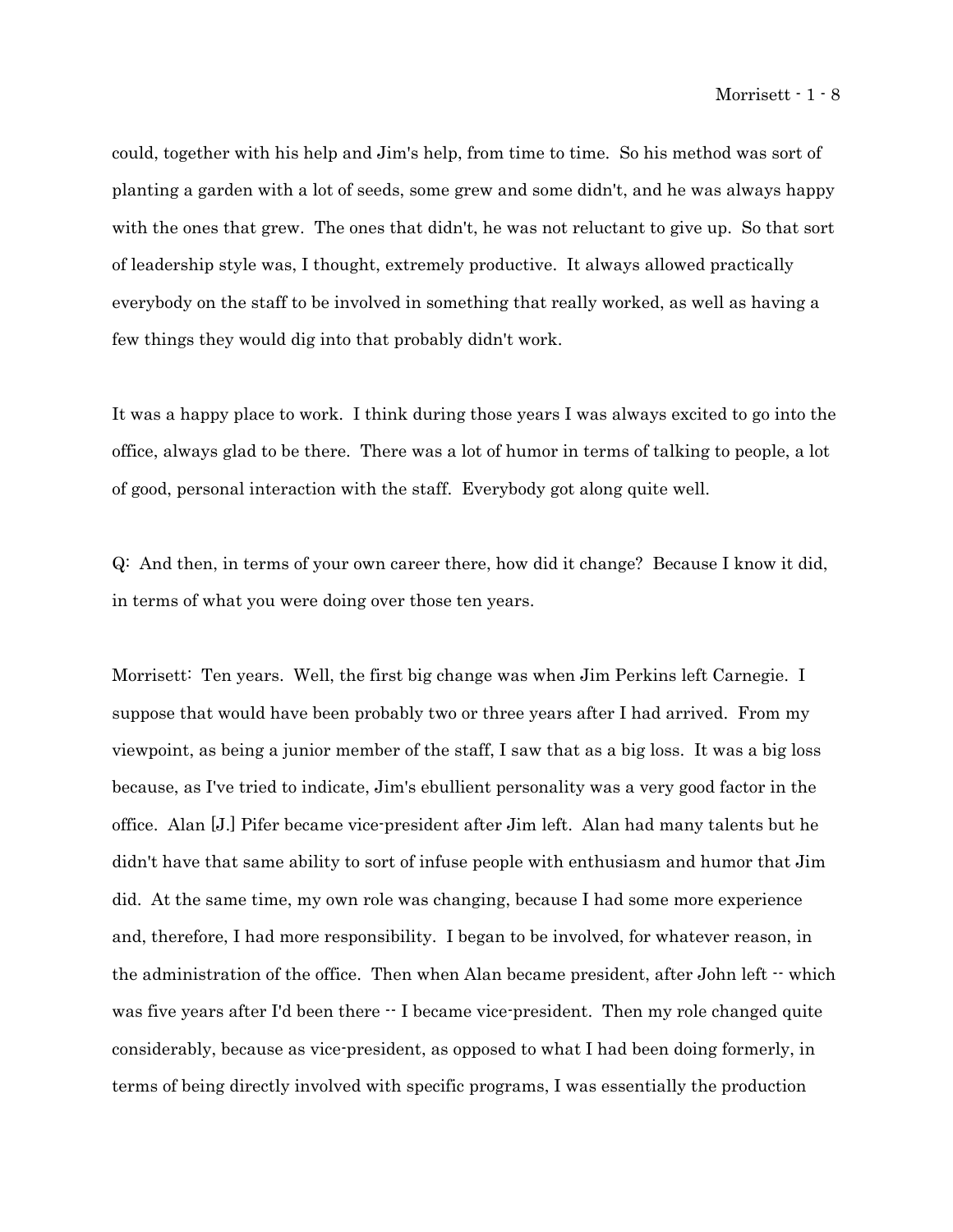could, together with his help and Jim's help, from time to time. So his method was sort of planting a garden with a lot of seeds, some grew and some didn't, and he was always happy with the ones that grew. The ones that didn't, he was not reluctant to give up. So that sort of leadership style was, I thought, extremely productive. It always allowed practically everybody on the staff to be involved in something that really worked, as well as having a few things they would dig into that probably didn't work.

It was a happy place to work. I think during those years I was always excited to go into the office, always glad to be there. There was a lot of humor in terms of talking to people, a lot of good, personal interaction with the staff. Everybody got along quite well.

Q: And then, in terms of your own career there, how did it change? Because I know it did, in terms of what you were doing over those ten years.

Morrisett: Ten years. Well, the first big change was when Jim Perkins left Carnegie. I suppose that would have been probably two or three years after I had arrived. From my viewpoint, as being a junior member of the staff, I saw that as a big loss. It was a big loss because, as I've tried to indicate, Jim's ebullient personality was a very good factor in the office. Alan [J.] Pifer became vice-president after Jim left. Alan had many talents but he didn't have that same ability to sort of infuse people with enthusiasm and humor that Jim did. At the same time, my own role was changing, because I had some more experience and, therefore, I had more responsibility. I began to be involved, for whatever reason, in the administration of the office. Then when Alan became president, after John left -- which was five years after I'd been there -- I became vice-president. Then my role changed quite considerably, because as vice-president, as opposed to what I had been doing formerly, in terms of being directly involved with specific programs, I was essentially the production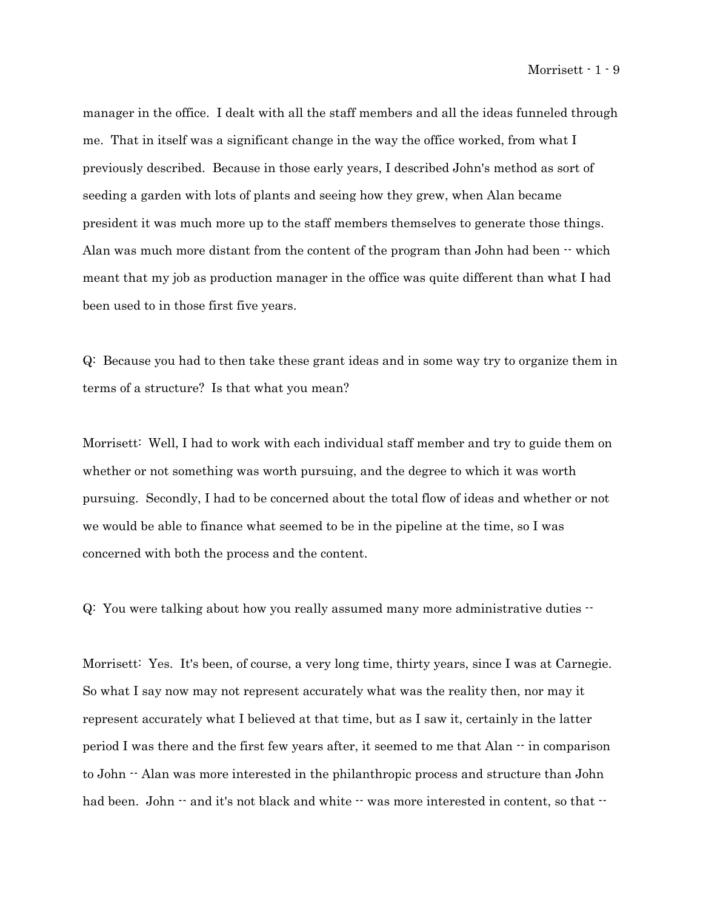manager in the office. I dealt with all the staff members and all the ideas funneled through me. That in itself was a significant change in the way the office worked, from what I previously described. Because in those early years, I described John's method as sort of seeding a garden with lots of plants and seeing how they grew, when Alan became president it was much more up to the staff members themselves to generate those things. Alan was much more distant from the content of the program than John had been -- which meant that my job as production manager in the office was quite different than what I had been used to in those first five years.

Q: Because you had to then take these grant ideas and in some way try to organize them in terms of a structure? Is that what you mean?

Morrisett: Well, I had to work with each individual staff member and try to guide them on whether or not something was worth pursuing, and the degree to which it was worth pursuing. Secondly, I had to be concerned about the total flow of ideas and whether or not we would be able to finance what seemed to be in the pipeline at the time, so I was concerned with both the process and the content.

Q: You were talking about how you really assumed many more administrative duties --

Morrisett: Yes. It's been, of course, a very long time, thirty years, since I was at Carnegie. So what I say now may not represent accurately what was the reality then, nor may it represent accurately what I believed at that time, but as I saw it, certainly in the latter period I was there and the first few years after, it seemed to me that Alan -- in comparison to John -- Alan was more interested in the philanthropic process and structure than John had been. John -- and it's not black and white -- was more interested in content, so that --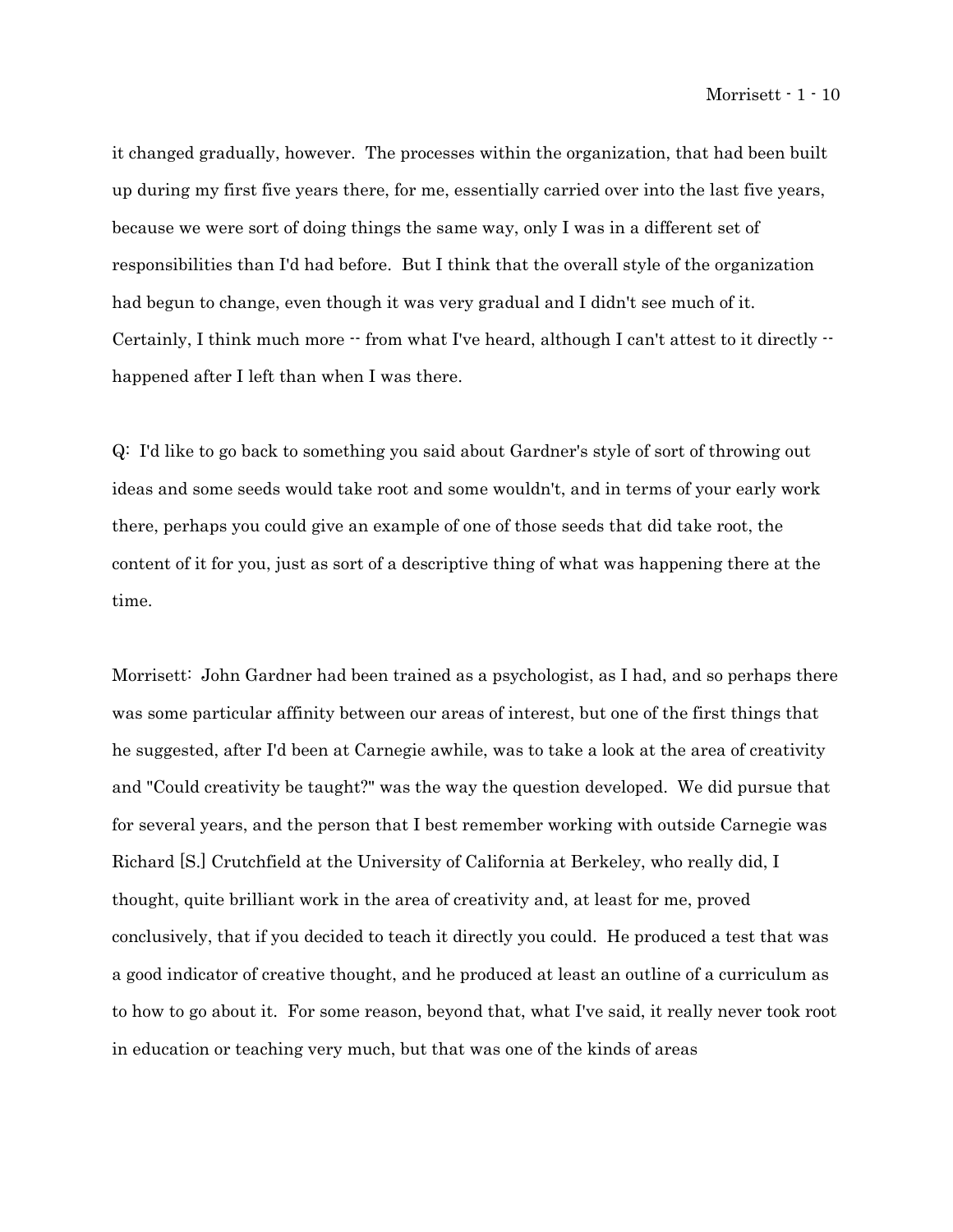it changed gradually, however. The processes within the organization, that had been built up during my first five years there, for me, essentially carried over into the last five years, because we were sort of doing things the same way, only I was in a different set of responsibilities than I'd had before. But I think that the overall style of the organization had begun to change, even though it was very gradual and I didn't see much of it. Certainly, I think much more -- from what I've heard, although I can't attest to it directly -- happened after I left than when I was there.

Q: I'd like to go back to something you said about Gardner's style of sort of throwing out ideas and some seeds would take root and some wouldn't, and in terms of your early work there, perhaps you could give an example of one of those seeds that did take root, the content of it for you, just as sort of a descriptive thing of what was happening there at the time.

Morrisett: John Gardner had been trained as a psychologist, as I had, and so perhaps there was some particular affinity between our areas of interest, but one of the first things that he suggested, after I'd been at Carnegie awhile, was to take a look at the area of creativity and "Could creativity be taught?" was the way the question developed. We did pursue that for several years, and the person that I best remember working with outside Carnegie was Richard [S.] Crutchfield at the University of California at Berkeley, who really did, I thought, quite brilliant work in the area of creativity and, at least for me, proved conclusively, that if you decided to teach it directly you could. He produced a test that was a good indicator of creative thought, and he produced at least an outline of a curriculum as to how to go about it. For some reason, beyond that, what I've said, it really never took root in education or teaching very much, but that was one of the kinds of areas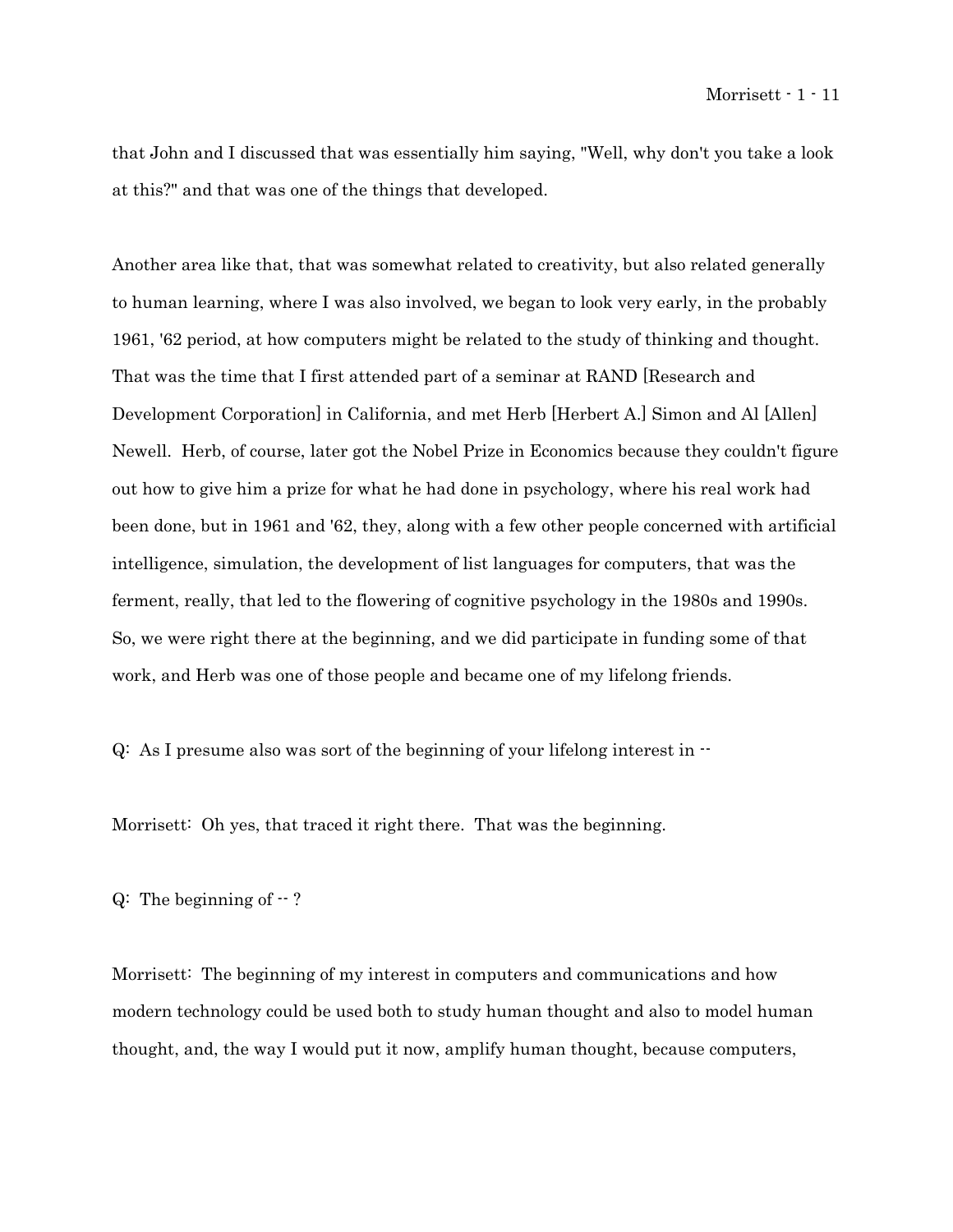that John and I discussed that was essentially him saying, "Well, why don't you take a look at this?" and that was one of the things that developed.

Another area like that, that was somewhat related to creativity, but also related generally to human learning, where I was also involved, we began to look very early, in the probably 1961, '62 period, at how computers might be related to the study of thinking and thought. That was the time that I first attended part of a seminar at RAND [Research and Development Corporation] in California, and met Herb [Herbert A.] Simon and Al [Allen] Newell. Herb, of course, later got the Nobel Prize in Economics because they couldn't figure out how to give him a prize for what he had done in psychology, where his real work had been done, but in 1961 and '62, they, along with a few other people concerned with artificial intelligence, simulation, the development of list languages for computers, that was the ferment, really, that led to the flowering of cognitive psychology in the 1980s and 1990s. So, we were right there at the beginning, and we did participate in funding some of that work, and Herb was one of those people and became one of my lifelong friends.

Q: As I presume also was sort of the beginning of your lifelong interest in --

Morrisett: Oh yes, that traced it right there. That was the beginning.

Q: The beginning of -- ?

Morrisett: The beginning of my interest in computers and communications and how modern technology could be used both to study human thought and also to model human thought, and, the way I would put it now, amplify human thought, because computers,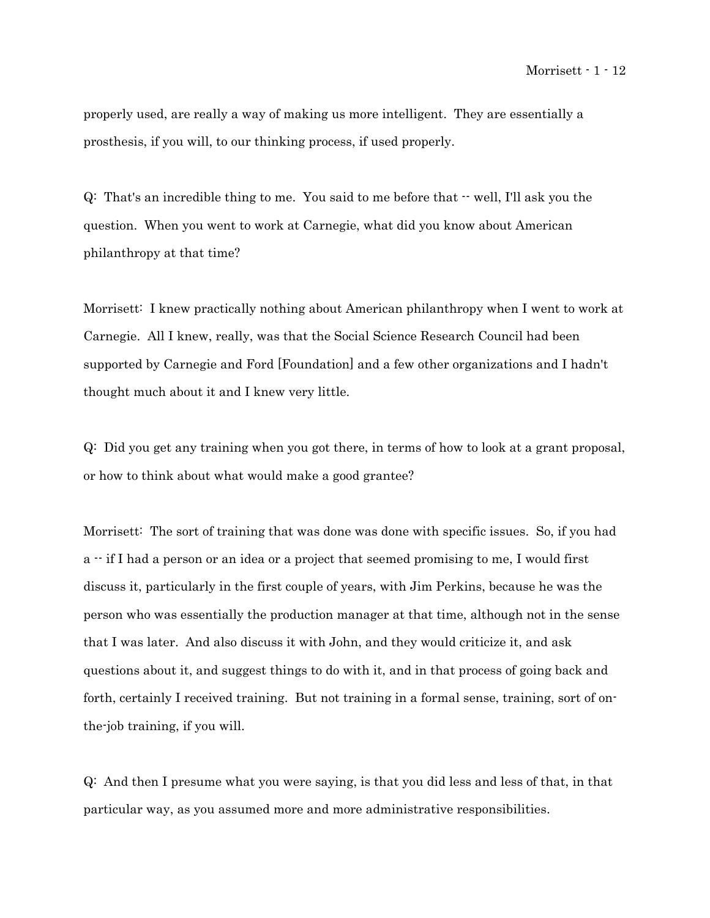properly used, are really a way of making us more intelligent. They are essentially a prosthesis, if you will, to our thinking process, if used properly.

Q: That's an incredible thing to me. You said to me before that -- well, I'll ask you the question. When you went to work at Carnegie, what did you know about American philanthropy at that time?

Morrisett: I knew practically nothing about American philanthropy when I went to work at Carnegie. All I knew, really, was that the Social Science Research Council had been supported by Carnegie and Ford [Foundation] and a few other organizations and I hadn't thought much about it and I knew very little.

Q: Did you get any training when you got there, in terms of how to look at a grant proposal, or how to think about what would make a good grantee?

Morrisett: The sort of training that was done was done with specific issues. So, if you had a -- if I had a person or an idea or a project that seemed promising to me, I would first discuss it, particularly in the first couple of years, with Jim Perkins, because he was the person who was essentially the production manager at that time, although not in the sense that I was later. And also discuss it with John, and they would criticize it, and ask questions about it, and suggest things to do with it, and in that process of going back and forth, certainly I received training. But not training in a formal sense, training, sort of on-the-job training, if you will.

Q: And then I presume what you were saying, is that you did less and less of that, in that particular way, as you assumed more and more administrative responsibilities.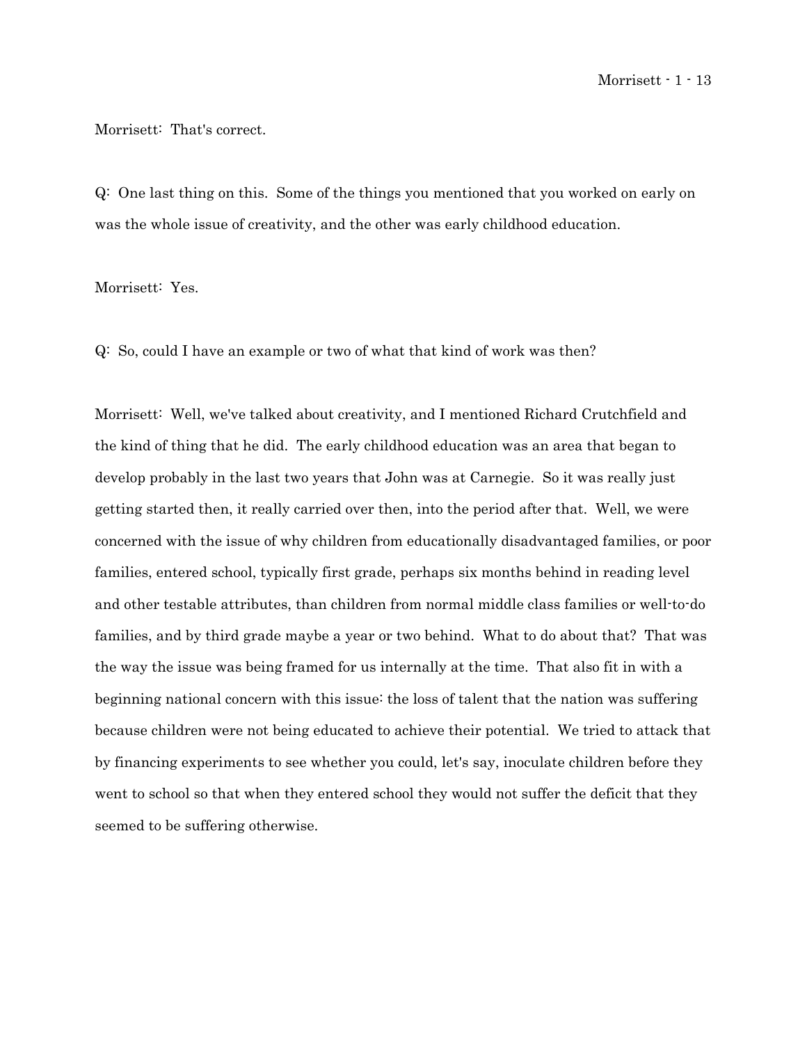Morrisett: That's correct.

Q: One last thing on this. Some of the things you mentioned that you worked on early on was the whole issue of creativity, and the other was early childhood education.

Morrisett: Yes.

Q: So, could I have an example or two of what that kind of work was then?

Morrisett: Well, we've talked about creativity, and I mentioned Richard Crutchfield and the kind of thing that he did. The early childhood education was an area that began to develop probably in the last two years that John was at Carnegie. So it was really just getting started then, it really carried over then, into the period after that. Well, we were concerned with the issue of why children from educationally disadvantaged families, or poor families, entered school, typically first grade, perhaps six months behind in reading level and other testable attributes, than children from normal middle class families or well-to-do families, and by third grade maybe a year or two behind. What to do about that? That was the way the issue was being framed for us internally at the time. That also fit in with a beginning national concern with this issue: the loss of talent that the nation was suffering because children were not being educated to achieve their potential. We tried to attack that by financing experiments to see whether you could, let's say, inoculate children before they went to school so that when they entered school they would not suffer the deficit that they seemed to be suffering otherwise.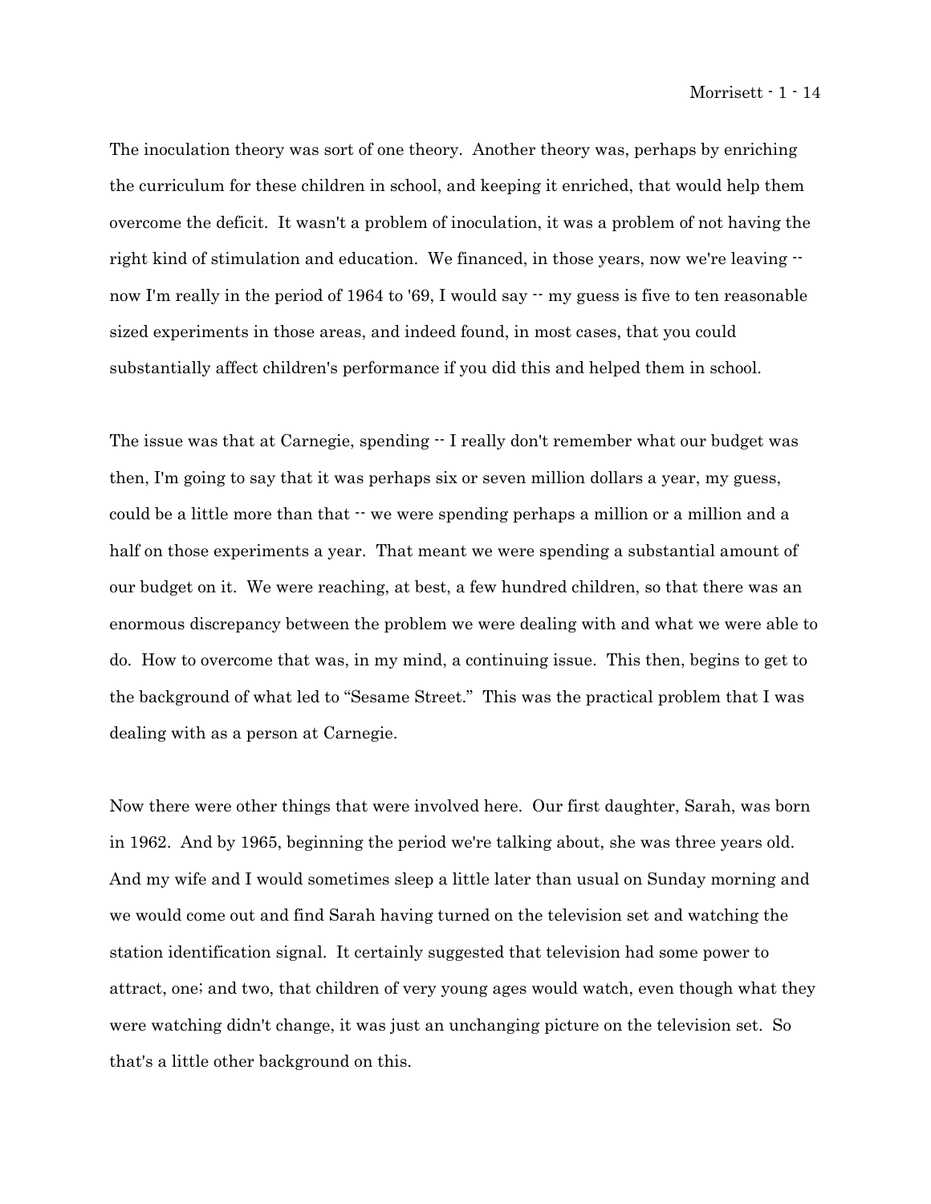The inoculation theory was sort of one theory. Another theory was, perhaps by enriching the curriculum for these children in school, and keeping it enriched, that would help them overcome the deficit. It wasn't a problem of inoculation, it was a problem of not having the right kind of stimulation and education. We financed, in those years, now we're leaving -- now I'm really in the period of 1964 to '69, I would say -- my guess is five to ten reasonable sized experiments in those areas, and indeed found, in most cases, that you could substantially affect children's performance if you did this and helped them in school.

The issue was that at Carnegie, spending -- I really don't remember what our budget was then, I'm going to say that it was perhaps six or seven million dollars a year, my guess, could be a little more than that -- we were spending perhaps a million or a million and a half on those experiments a year. That meant we were spending a substantial amount of our budget on it. We were reaching, at best, a few hundred children, so that there was an enormous discrepancy between the problem we were dealing with and what we were able to do. How to overcome that was, in my mind, a continuing issue. This then, begins to get to the background of what led to "Sesame Street." This was the practical problem that I was dealing with as a person at Carnegie.

Now there were other things that were involved here. Our first daughter, Sarah, was born in 1962. And by 1965, beginning the period we're talking about, she was three years old. And my wife and I would sometimes sleep a little later than usual on Sunday morning and we would come out and find Sarah having turned on the television set and watching the station identification signal. It certainly suggested that television had some power to attract, one; and two, that children of very young ages would watch, even though what they were watching didn't change, it was just an unchanging picture on the television set. So that's a little other background on this.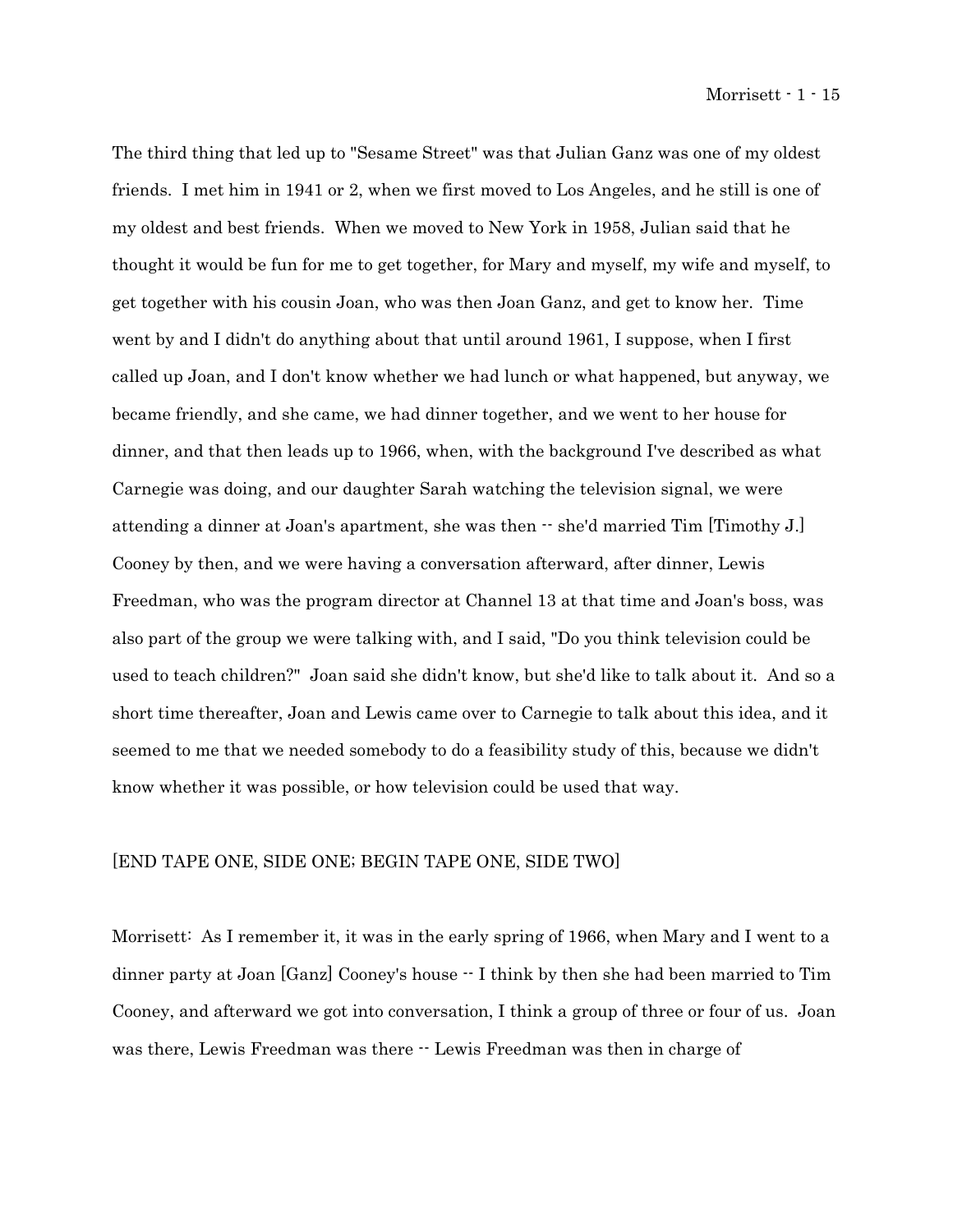The third thing that led up to "Sesame Street" was that Julian Ganz was one of my oldest friends. I met him in 1941 or 2, when we first moved to Los Angeles, and he still is one of my oldest and best friends. When we moved to New York in 1958, Julian said that he thought it would be fun for me to get together, for Mary and myself, my wife and myself, to get together with his cousin Joan, who was then Joan Ganz, and get to know her. Time went by and I didn't do anything about that until around 1961, I suppose, when I first called up Joan, and I don't know whether we had lunch or what happened, but anyway, we became friendly, and she came, we had dinner together, and we went to her house for dinner, and that then leads up to 1966, when, with the background I've described as what Carnegie was doing, and our daughter Sarah watching the television signal, we were attending a dinner at Joan's apartment, she was then -- she'd married Tim [Timothy J.] Cooney by then, and we were having a conversation afterward, after dinner, Lewis Freedman, who was the program director at Channel 13 at that time and Joan's boss, was also part of the group we were talking with, and I said, "Do you think television could be used to teach children?" Joan said she didn't know, but she'd like to talk about it. And so a short time thereafter, Joan and Lewis came over to Carnegie to talk about this idea, and it seemed to me that we needed somebody to do a feasibility study of this, because we didn't know whether it was possible, or how television could be used that way.

[END TAPE ONE, SIDE ONE; BEGIN TAPE ONE, SIDE TWO]

Morrisett: As I remember it, it was in the early spring of 1966, when Mary and I went to a dinner party at Joan [Ganz] Cooney's house -- I think by then she had been married to Tim Cooney, and afterward we got into conversation, I think a group of three or four of us. Joan was there, Lewis Freedman was there -- Lewis Freedman was then in charge of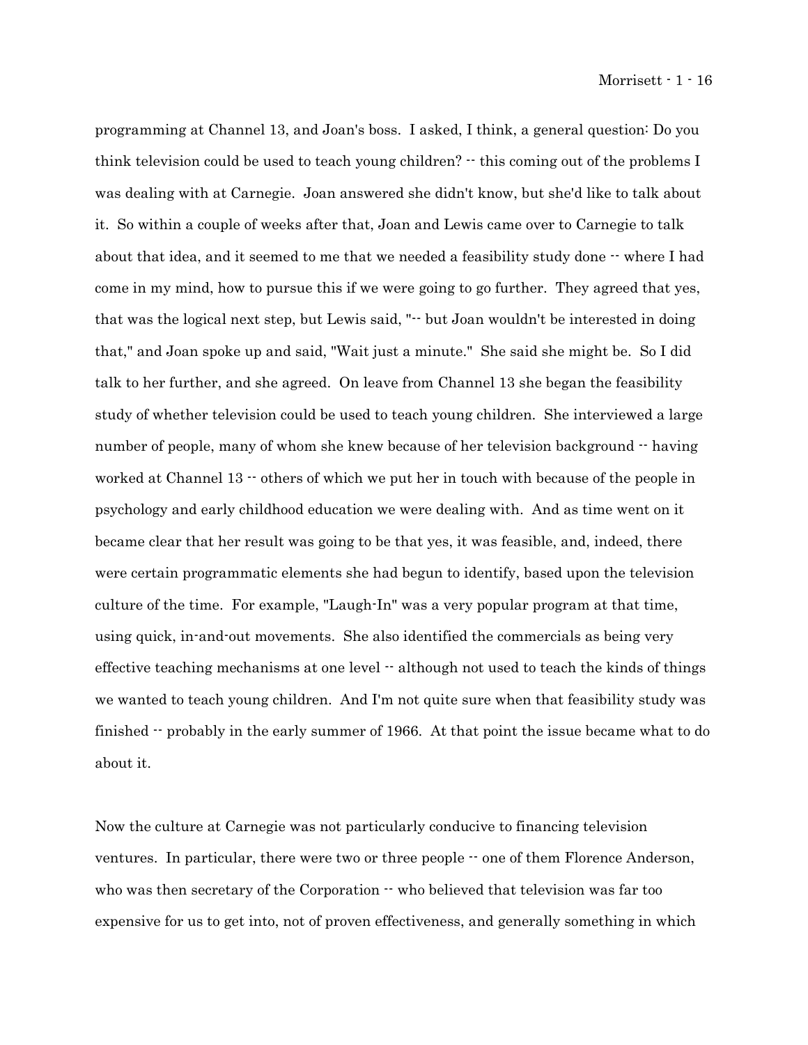programming at Channel 13, and Joan's boss. I asked, I think, a general question: Do you think television could be used to teach young children? -- this coming out of the problems I was dealing with at Carnegie. Joan answered she didn't know, but she'd like to talk about it. So within a couple of weeks after that, Joan and Lewis came over to Carnegie to talk about that idea, and it seemed to me that we needed a feasibility study done -- where I had come in my mind, how to pursue this if we were going to go further. They agreed that yes, that was the logical next step, but Lewis said, "-- but Joan wouldn't be interested in doing that," and Joan spoke up and said, "Wait just a minute." She said she might be. So I did talk to her further, and she agreed. On leave from Channel 13 she began the feasibility study of whether television could be used to teach young children. She interviewed a large number of people, many of whom she knew because of her television background -- having worked at Channel 13 -- others of which we put her in touch with because of the people in psychology and early childhood education we were dealing with. And as time went on it became clear that her result was going to be that yes, it was feasible, and, indeed, there were certain programmatic elements she had begun to identify, based upon the television culture of the time. For example, "Laugh-In" was a very popular program at that time, using quick, in-and-out movements. She also identified the commercials as being very effective teaching mechanisms at one level -- although not used to teach the kinds of things we wanted to teach young children. And I'm not quite sure when that feasibility study was finished -- probably in the early summer of 1966. At that point the issue became what to do about it.

Now the culture at Carnegie was not particularly conducive to financing television ventures. In particular, there were two or three people -- one of them Florence Anderson, who was then secretary of the Corporation -- who believed that television was far too expensive for us to get into, not of proven effectiveness, and generally something in which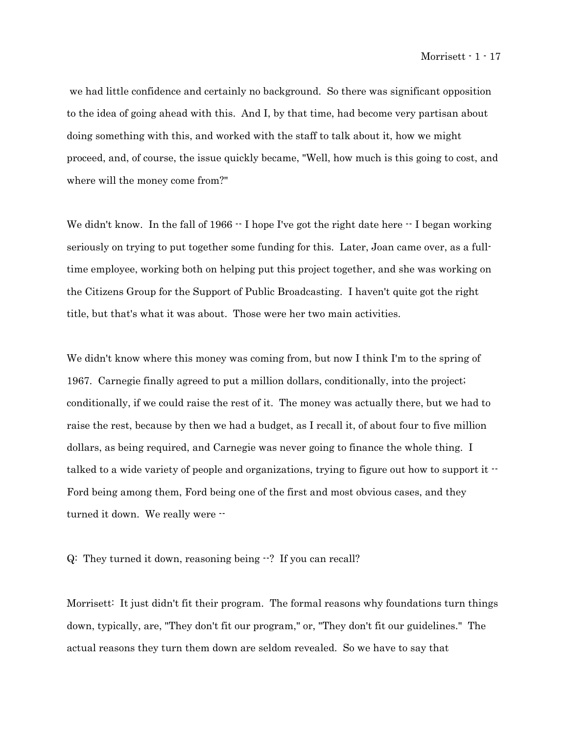we had little confidence and certainly no background. So there was significant opposition to the idea of going ahead with this. And I, by that time, had become very partisan about doing something with this, and worked with the staff to talk about it, how we might proceed, and, of course, the issue quickly became, "Well, how much is this going to cost, and where will the money come from?"

We didn't know. In the fall of 1966 -- I hope I've got the right date here -- I began working seriously on trying to put together some funding for this. Later, Joan came over, as a full-time employee, working both on helping put this project together, and she was working on the Citizens Group for the Support of Public Broadcasting. I haven't quite got the right title, but that's what it was about. Those were her two main activities.

We didn't know where this money was coming from, but now I think I'm to the spring of 1967. Carnegie finally agreed to put a million dollars, conditionally, into the project; conditionally, if we could raise the rest of it. The money was actually there, but we had to raise the rest, because by then we had a budget, as I recall it, of about four to five million dollars, as being required, and Carnegie was never going to finance the whole thing. I talked to a wide variety of people and organizations, trying to figure out how to support it -- Ford being among them, Ford being one of the first and most obvious cases, and they turned it down. We really were --

Q: They turned it down, reasoning being --? If you can recall?

Morrisett: It just didn't fit their program. The formal reasons why foundations turn things down, typically, are, "They don't fit our program," or, "They don't fit our guidelines." The actual reasons they turn them down are seldom revealed. So we have to say that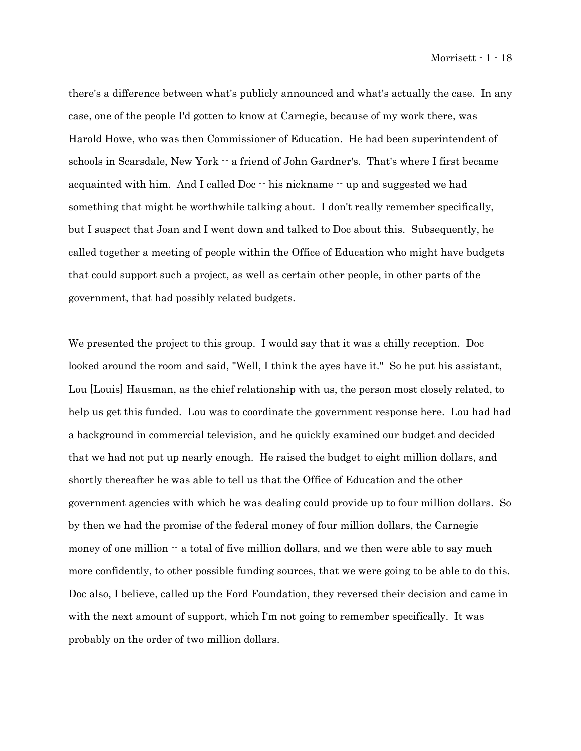there's a difference between what's publicly announced and what's actually the case. In any case, one of the people I'd gotten to know at Carnegie, because of my work there, was Harold Howe, who was then Commissioner of Education. He had been superintendent of schools in Scarsdale, New York -- a friend of John Gardner's. That's where I first became acquainted with him. And I called Doc -- his nickname -- up and suggested we had something that might be worthwhile talking about. I don't really remember specifically, but I suspect that Joan and I went down and talked to Doc about this. Subsequently, he called together a meeting of people within the Office of Education who might have budgets that could support such a project, as well as certain other people, in other parts of the government, that had possibly related budgets.

We presented the project to this group. I would say that it was a chilly reception. Doc looked around the room and said, "Well, I think the ayes have it." So he put his assistant, Lou [Louis] Hausman, as the chief relationship with us, the person most closely related, to help us get this funded. Lou was to coordinate the government response here. Lou had had a background in commercial television, and he quickly examined our budget and decided that we had not put up nearly enough. He raised the budget to eight million dollars, and shortly thereafter he was able to tell us that the Office of Education and the other government agencies with which he was dealing could provide up to four million dollars. So by then we had the promise of the federal money of four million dollars, the Carnegie money of one million -- a total of five million dollars, and we then were able to say much more confidently, to other possible funding sources, that we were going to be able to do this. Doc also, I believe, called up the Ford Foundation, they reversed their decision and came in with the next amount of support, which I'm not going to remember specifically. It was probably on the order of two million dollars.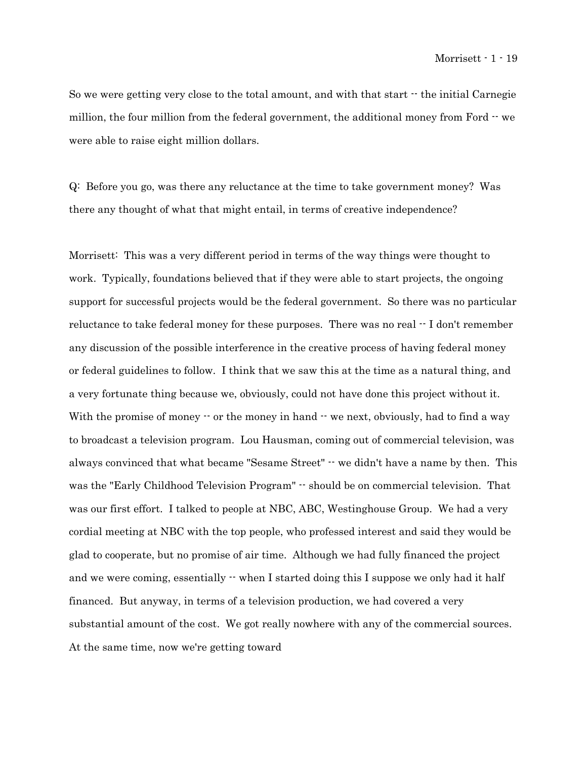So we were getting very close to the total amount, and with that start -- the initial Carnegie million, the four million from the federal government, the additional money from Ford -- we were able to raise eight million dollars.

Q: Before you go, was there any reluctance at the time to take government money? Was there any thought of what that might entail, in terms of creative independence?

Morrisett: This was a very different period in terms of the way things were thought to work. Typically, foundations believed that if they were able to start projects, the ongoing support for successful projects would be the federal government. So there was no particular reluctance to take federal money for these purposes. There was no real -- I don't remember any discussion of the possible interference in the creative process of having federal money or federal guidelines to follow. I think that we saw this at the time as a natural thing, and a very fortunate thing because we, obviously, could not have done this project without it. With the promise of money -- or the money in hand -- we next, obviously, had to find a way to broadcast a television program. Lou Hausman, coming out of commercial television, was always convinced that what became "Sesame Street" -- we didn't have a name by then. This was the "Early Childhood Television Program" -- should be on commercial television. That was our first effort. I talked to people at NBC, ABC, Westinghouse Group. We had a very cordial meeting at NBC with the top people, who professed interest and said they would be glad to cooperate, but no promise of air time. Although we had fully financed the project and we were coming, essentially -- when I started doing this I suppose we only had it half financed. But anyway, in terms of a television production, we had covered a very substantial amount of the cost. We got really nowhere with any of the commercial sources. At the same time, now we're getting toward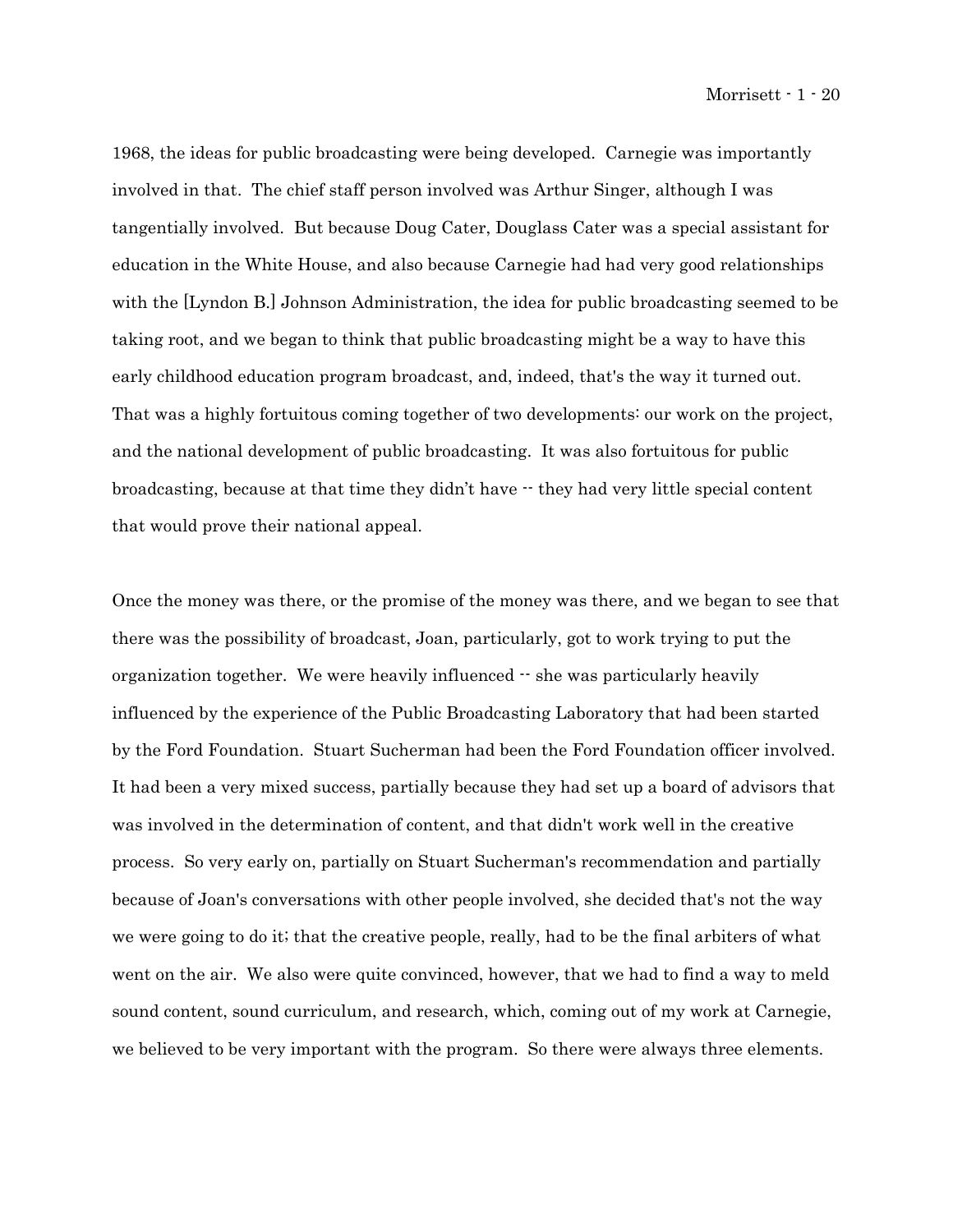1968, the ideas for public broadcasting were being developed. Carnegie was importantly involved in that. The chief staff person involved was Arthur Singer, although I was tangentially involved. But because Doug Cater, Douglass Cater was a special assistant for education in the White House, and also because Carnegie had had very good relationships with the [Lyndon B.] Johnson Administration, the idea for public broadcasting seemed to be taking root, and we began to think that public broadcasting might be a way to have this early childhood education program broadcast, and, indeed, that's the way it turned out. That was a highly fortuitous coming together of two developments: our work on the project, and the national development of public broadcasting. It was also fortuitous for public broadcasting, because at that time they didn't have -- they had very little special content that would prove their national appeal.

Once the money was there, or the promise of the money was there, and we began to see that there was the possibility of broadcast, Joan, particularly, got to work trying to put the organization together. We were heavily influenced -- she was particularly heavily influenced by the experience of the Public Broadcasting Laboratory that had been started by the Ford Foundation. Stuart Sucherman had been the Ford Foundation officer involved. It had been a very mixed success, partially because they had set up a board of advisors that was involved in the determination of content, and that didn't work well in the creative process. So very early on, partially on Stuart Sucherman's recommendation and partially because of Joan's conversations with other people involved, she decided that's not the way we were going to do it; that the creative people, really, had to be the final arbiters of what went on the air. We also were quite convinced, however, that we had to find a way to meld sound content, sound curriculum, and research, which, coming out of my work at Carnegie, we believed to be very important with the program. So there were always three elements.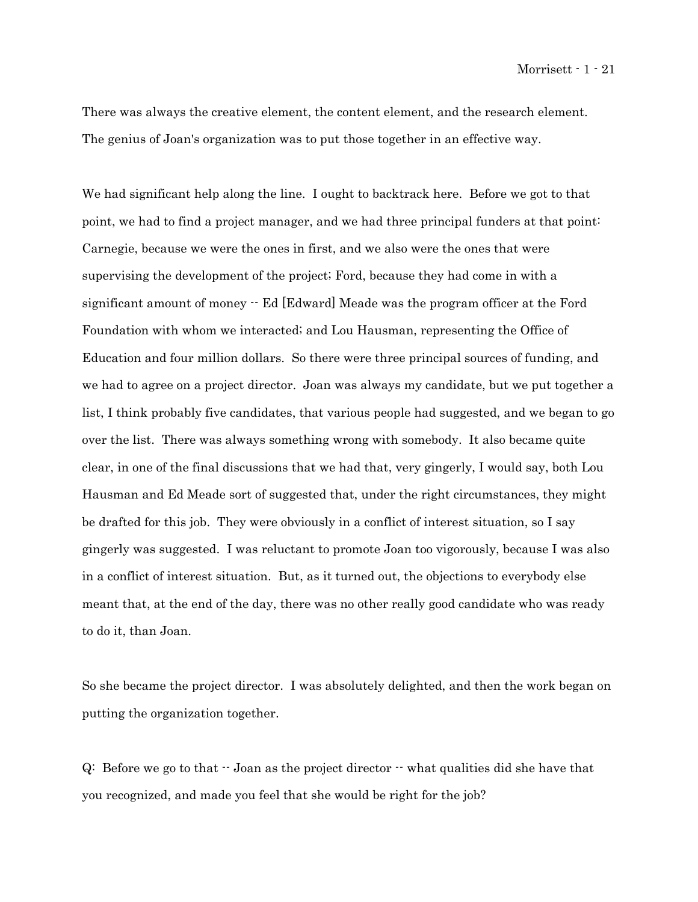There was always the creative element, the content element, and the research element. The genius of Joan's organization was to put those together in an effective way.

We had significant help along the line. I ought to backtrack here. Before we got to that point, we had to find a project manager, and we had three principal funders at that point: Carnegie, because we were the ones in first, and we also were the ones that were supervising the development of the project; Ford, because they had come in with a significant amount of money -- Ed [Edward] Meade was the program officer at the Ford Foundation with whom we interacted; and Lou Hausman, representing the Office of Education and four million dollars. So there were three principal sources of funding, and we had to agree on a project director. Joan was always my candidate, but we put together a list, I think probably five candidates, that various people had suggested, and we began to go over the list. There was always something wrong with somebody. It also became quite clear, in one of the final discussions that we had that, very gingerly, I would say, both Lou Hausman and Ed Meade sort of suggested that, under the right circumstances, they might be drafted for this job. They were obviously in a conflict of interest situation, so I say gingerly was suggested. I was reluctant to promote Joan too vigorously, because I was also in a conflict of interest situation. But, as it turned out, the objections to everybody else meant that, at the end of the day, there was no other really good candidate who was ready to do it, than Joan.

So she became the project director. I was absolutely delighted, and then the work began on putting the organization together.

Q: Before we go to that -- Joan as the project director -- what qualities did she have that you recognized, and made you feel that she would be right for the job?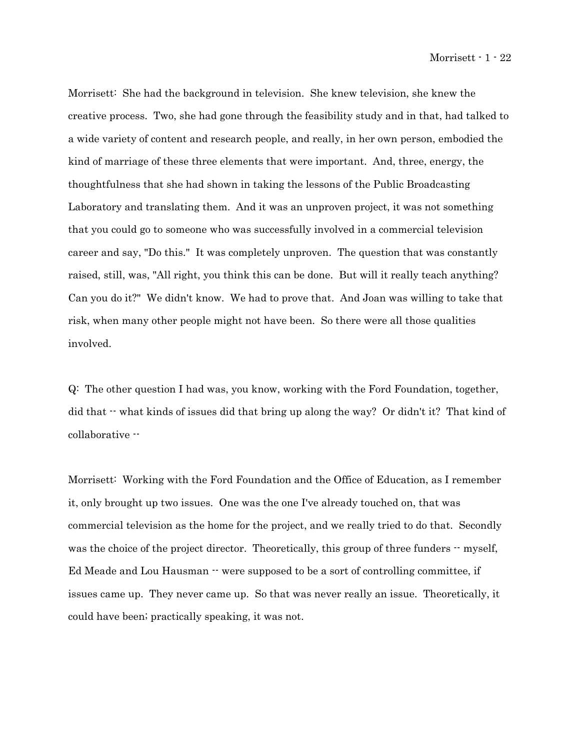Morrisett: She had the background in television. She knew television, she knew the creative process. Two, she had gone through the feasibility study and in that, had talked to a wide variety of content and research people, and really, in her own person, embodied the kind of marriage of these three elements that were important. And, three, energy, the thoughtfulness that she had shown in taking the lessons of the Public Broadcasting Laboratory and translating them. And it was an unproven project, it was not something that you could go to someone who was successfully involved in a commercial television career and say, "Do this." It was completely unproven. The question that was constantly raised, still, was, "All right, you think this can be done. But will it really teach anything? Can you do it?" We didn't know. We had to prove that. And Joan was willing to take that risk, when many other people might not have been. So there were all those qualities involved.

Q: The other question I had was, you know, working with the Ford Foundation, together, did that -- what kinds of issues did that bring up along the way? Or didn't it? That kind of collaborative --

Morrisett: Working with the Ford Foundation and the Office of Education, as I remember it, only brought up two issues. One was the one I've already touched on, that was commercial television as the home for the project, and we really tried to do that. Secondly was the choice of the project director. Theoretically, this group of three funders -- myself, Ed Meade and Lou Hausman -- were supposed to be a sort of controlling committee, if issues came up. They never came up. So that was never really an issue. Theoretically, it could have been; practically speaking, it was not.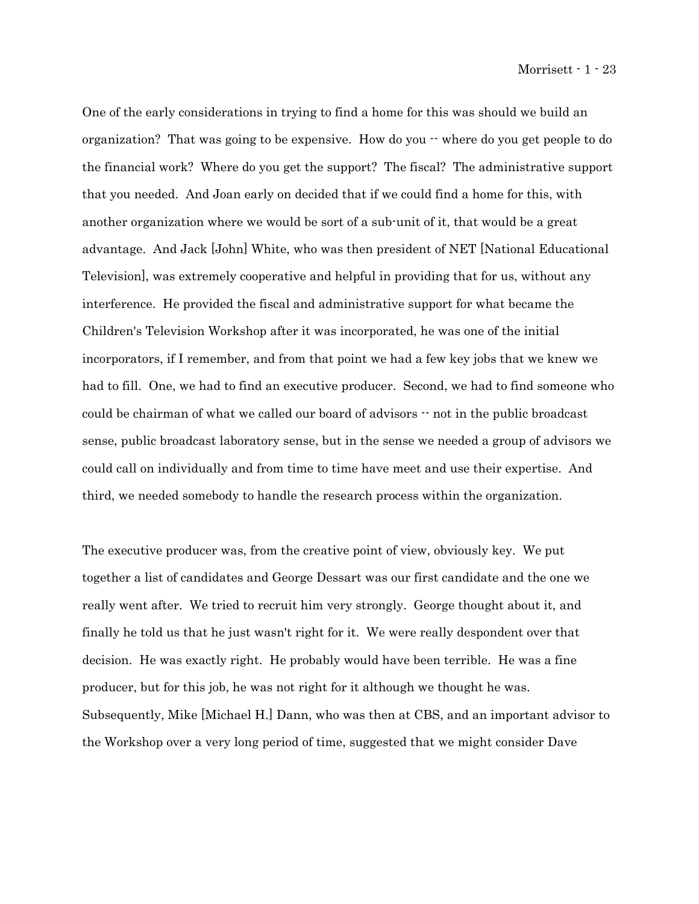One of the early considerations in trying to find a home for this was should we build an organization? That was going to be expensive. How do you -- where do you get people to do the financial work? Where do you get the support? The fiscal? The administrative support that you needed. And Joan early on decided that if we could find a home for this, with another organization where we would be sort of a sub-unit of it, that would be a great advantage. And Jack [John] White, who was then president of NET [National Educational Television], was extremely cooperative and helpful in providing that for us, without any interference. He provided the fiscal and administrative support for what became the Children's Television Workshop after it was incorporated, he was one of the initial incorporators, if I remember, and from that point we had a few key jobs that we knew we had to fill. One, we had to find an executive producer. Second, we had to find someone who could be chairman of what we called our board of advisors -- not in the public broadcast sense, public broadcast laboratory sense, but in the sense we needed a group of advisors we could call on individually and from time to time have meet and use their expertise. And third, we needed somebody to handle the research process within the organization.

The executive producer was, from the creative point of view, obviously key. We put together a list of candidates and George Dessart was our first candidate and the one we really went after. We tried to recruit him very strongly. George thought about it, and finally he told us that he just wasn't right for it. We were really despondent over that decision. He was exactly right. He probably would have been terrible. He was a fine producer, but for this job, he was not right for it although we thought he was. Subsequently, Mike [Michael H.] Dann, who was then at CBS, and an important advisor to the Workshop over a very long period of time, suggested that we might consider Dave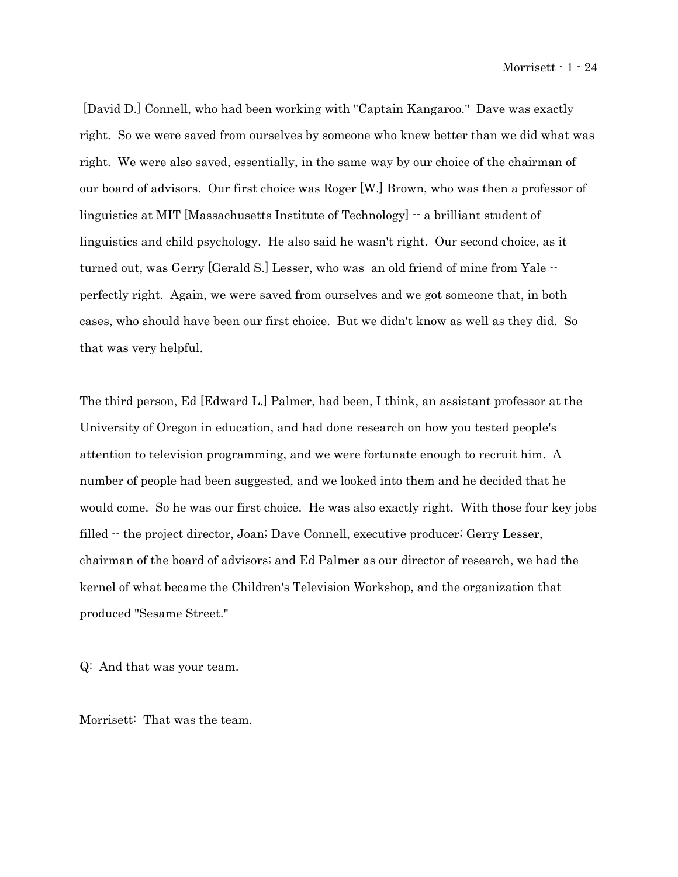[David D.] Connell, who had been working with "Captain Kangaroo." Dave was exactly right. So we were saved from ourselves by someone who knew better than we did what was right. We were also saved, essentially, in the same way by our choice of the chairman of our board of advisors. Our first choice was Roger [W.] Brown, who was then a professor of linguistics at MIT [Massachusetts Institute of Technology] -- a brilliant student of linguistics and child psychology. He also said he wasn't right. Our second choice, as it turned out, was Gerry [Gerald S.] Lesser, who was an old friend of mine from Yale -- perfectly right. Again, we were saved from ourselves and we got someone that, in both cases, who should have been our first choice. But we didn't know as well as they did. So that was very helpful.

The third person, Ed [Edward L.] Palmer, had been, I think, an assistant professor at the University of Oregon in education, and had done research on how you tested people's attention to television programming, and we were fortunate enough to recruit him. A number of people had been suggested, and we looked into them and he decided that he would come. So he was our first choice. He was also exactly right. With those four key jobs filled -- the project director, Joan; Dave Connell, executive producer; Gerry Lesser, chairman of the board of advisors; and Ed Palmer as our director of research, we had the kernel of what became the Children's Television Workshop, and the organization that produced "Sesame Street."

Q: And that was your team.

Morrisett: That was the team.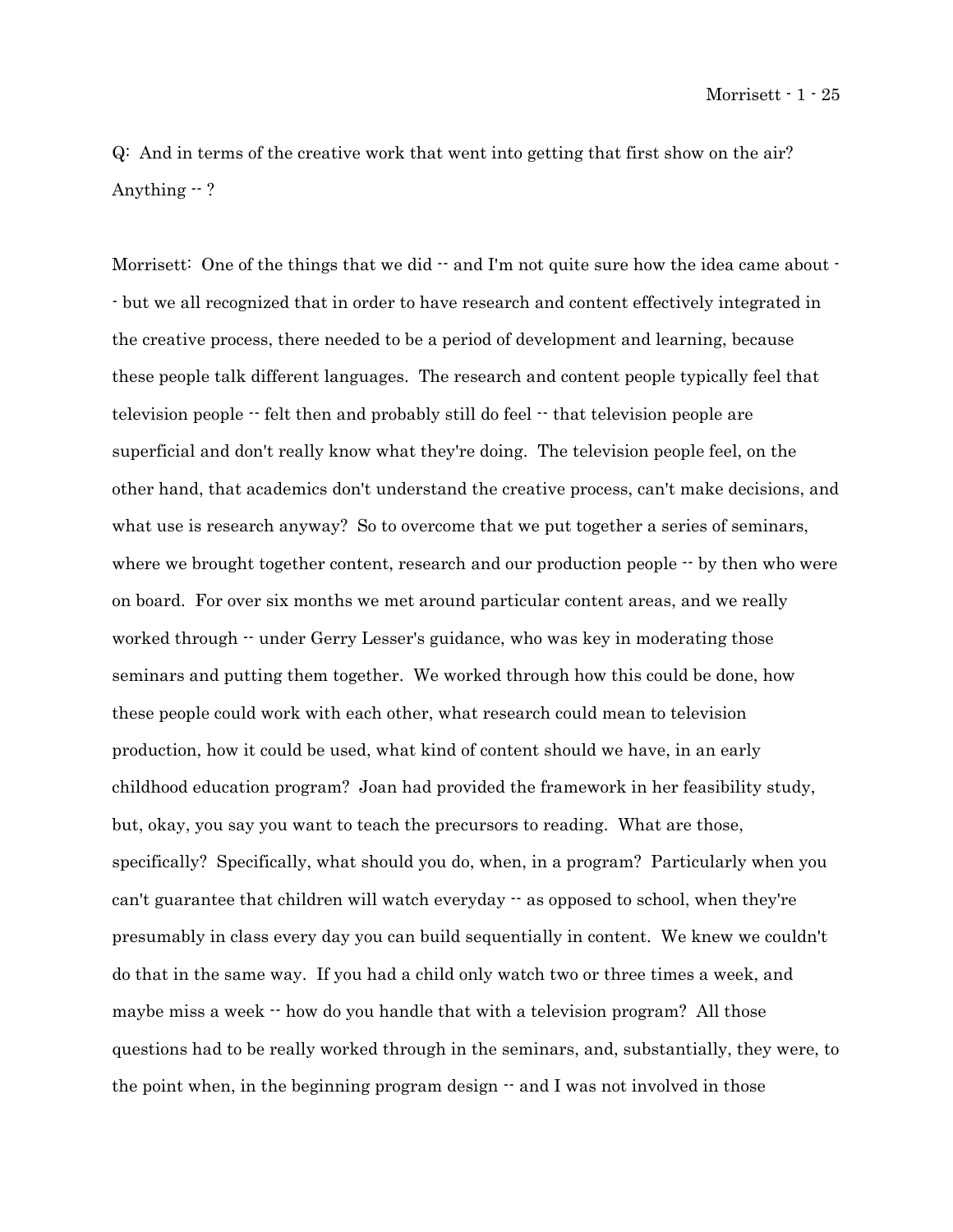Q: And in terms of the creative work that went into getting that first show on the air? Anything -- ?

Morrisett: One of the things that we did -- and I'm not quite sure how the idea came about -- but we all recognized that in order to have research and content effectively integrated in the creative process, there needed to be a period of development and learning, because these people talk different languages. The research and content people typically feel that television people -- felt then and probably still do feel -- that television people are superficial and don't really know what they're doing. The television people feel, on the other hand, that academics don't understand the creative process, can't make decisions, and what use is research anyway? So to overcome that we put together a series of seminars, where we brought together content, research and our production people -- by then who were on board. For over six months we met around particular content areas, and we really worked through -- under Gerry Lesser's guidance, who was key in moderating those seminars and putting them together. We worked through how this could be done, how these people could work with each other, what research could mean to television production, how it could be used, what kind of content should we have, in an early childhood education program? Joan had provided the framework in her feasibility study, but, okay, you say you want to teach the precursors to reading. What are those, specifically? Specifically, what should you do, when, in a program? Particularly when you can't guarantee that children will watch everyday -- as opposed to school, when they're presumably in class every day you can build sequentially in content. We knew we couldn't do that in the same way. If you had a child only watch two or three times a week, and maybe miss a week -- how do you handle that with a television program? All those questions had to be really worked through in the seminars, and, substantially, they were, to the point when, in the beginning program design -- and I was not involved in those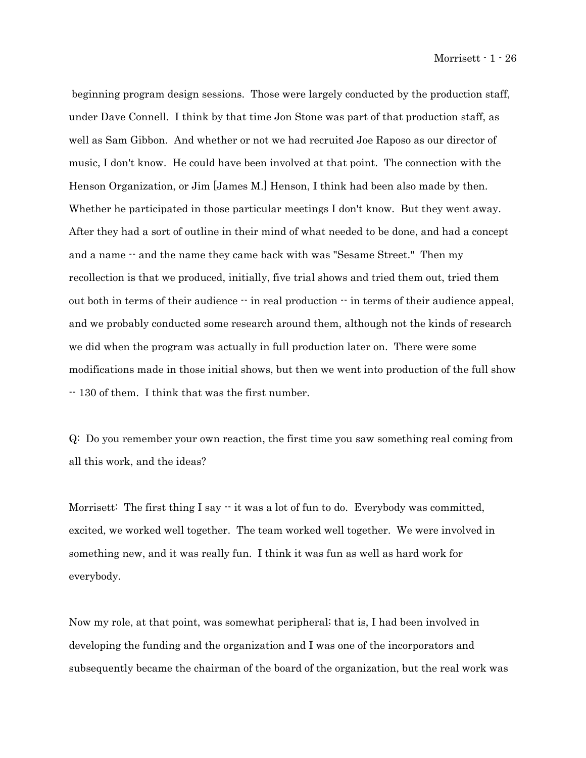beginning program design sessions. Those were largely conducted by the production staff, under Dave Connell. I think by that time Jon Stone was part of that production staff, as well as Sam Gibbon. And whether or not we had recruited Joe Raposo as our director of music, I don't know. He could have been involved at that point. The connection with the Henson Organization, or Jim [James M.] Henson, I think had been also made by then. Whether he participated in those particular meetings I don't know. But they went away. After they had a sort of outline in their mind of what needed to be done, and had a concept and a name -- and the name they came back with was "Sesame Street." Then my recollection is that we produced, initially, five trial shows and tried them out, tried them out both in terms of their audience -- in real production -- in terms of their audience appeal, and we probably conducted some research around them, although not the kinds of research we did when the program was actually in full production later on. There were some modifications made in those initial shows, but then we went into production of the full show -- 130 of them. I think that was the first number.

Q: Do you remember your own reaction, the first time you saw something real coming from all this work, and the ideas?

Morrisett: The first thing I say -- it was a lot of fun to do. Everybody was committed, excited, we worked well together. The team worked well together. We were involved in something new, and it was really fun. I think it was fun as well as hard work for everybody.

Now my role, at that point, was somewhat peripheral; that is, I had been involved in developing the funding and the organization and I was one of the incorporators and subsequently became the chairman of the board of the organization, but the real work was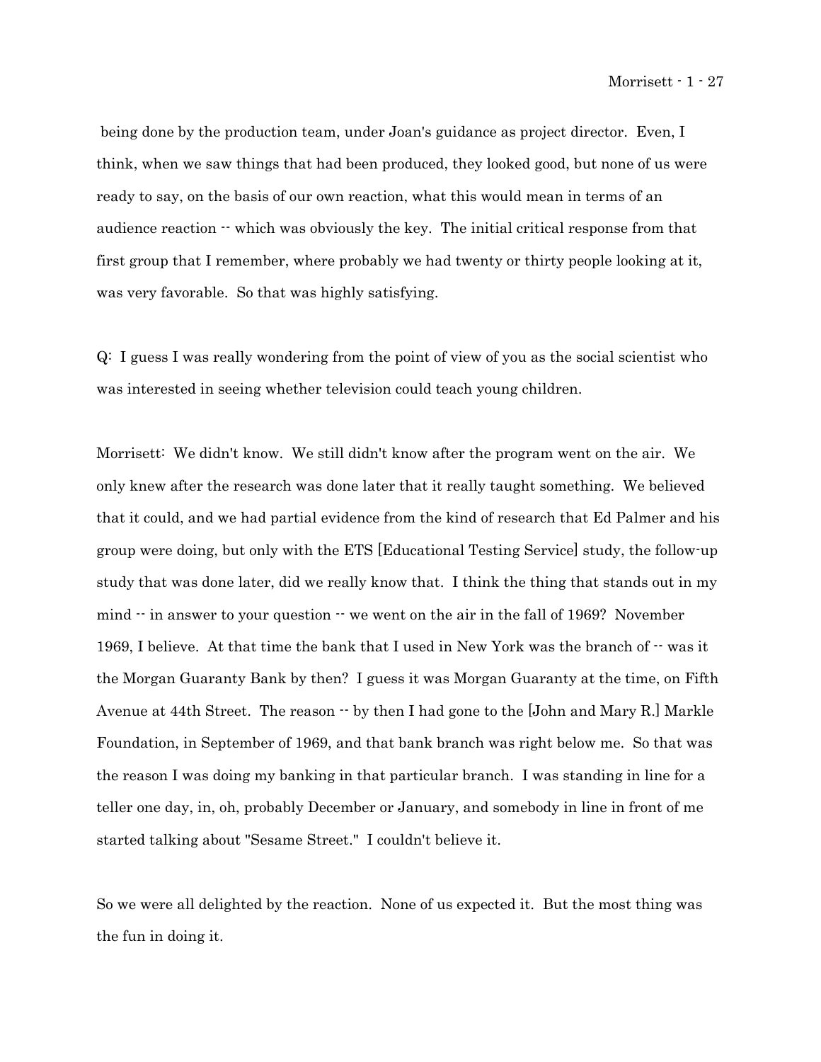being done by the production team, under Joan's guidance as project director. Even, I think, when we saw things that had been produced, they looked good, but none of us were ready to say, on the basis of our own reaction, what this would mean in terms of an audience reaction -- which was obviously the key. The initial critical response from that first group that I remember, where probably we had twenty or thirty people looking at it, was very favorable. So that was highly satisfying.

Q: I guess I was really wondering from the point of view of you as the social scientist who was interested in seeing whether television could teach young children.

Morrisett: We didn't know. We still didn't know after the program went on the air. We only knew after the research was done later that it really taught something. We believed that it could, and we had partial evidence from the kind of research that Ed Palmer and his group were doing, but only with the ETS [Educational Testing Service] study, the follow-up study that was done later, did we really know that. I think the thing that stands out in my mind -- in answer to your question -- we went on the air in the fall of 1969? November 1969, I believe. At that time the bank that I used in New York was the branch of -- was it the Morgan Guaranty Bank by then? I guess it was Morgan Guaranty at the time, on Fifth Avenue at 44th Street. The reason -- by then I had gone to the [John and Mary R.] Markle Foundation, in September of 1969, and that bank branch was right below me. So that was the reason I was doing my banking in that particular branch. I was standing in line for a teller one day, in, oh, probably December or January, and somebody in line in front of me started talking about "Sesame Street." I couldn't believe it.

So we were all delighted by the reaction. None of us expected it. But the most thing was the fun in doing it.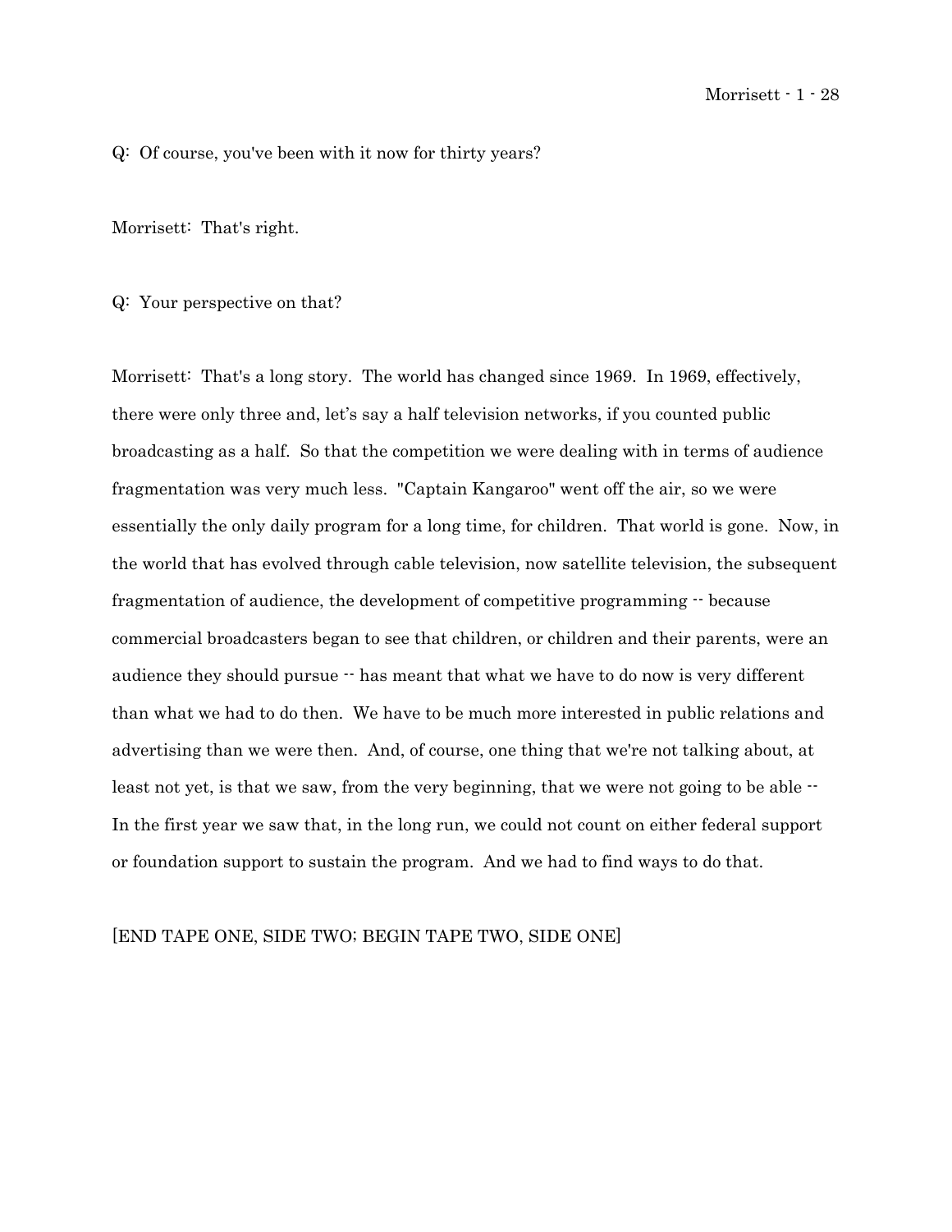Q: Of course, you've been with it now for thirty years?

Morrisett: That's right.

Q: Your perspective on that?

Morrisett: That's a long story. The world has changed since 1969. In 1969, effectively, there were only three and, let's say a half television networks, if you counted public broadcasting as a half. So that the competition we were dealing with in terms of audience fragmentation was very much less. "Captain Kangaroo" went off the air, so we were essentially the only daily program for a long time, for children. That world is gone. Now, in the world that has evolved through cable television, now satellite television, the subsequent fragmentation of audience, the development of competitive programming -- because commercial broadcasters began to see that children, or children and their parents, were an audience they should pursue -- has meant that what we have to do now is very different than what we had to do then. We have to be much more interested in public relations and advertising than we were then. And, of course, one thing that we're not talking about, at least not yet, is that we saw, from the very beginning, that we were not going to be able -- In the first year we saw that, in the long run, we could not count on either federal support or foundation support to sustain the program. And we had to find ways to do that.

[END TAPE ONE, SIDE TWO; BEGIN TAPE TWO, SIDE ONE]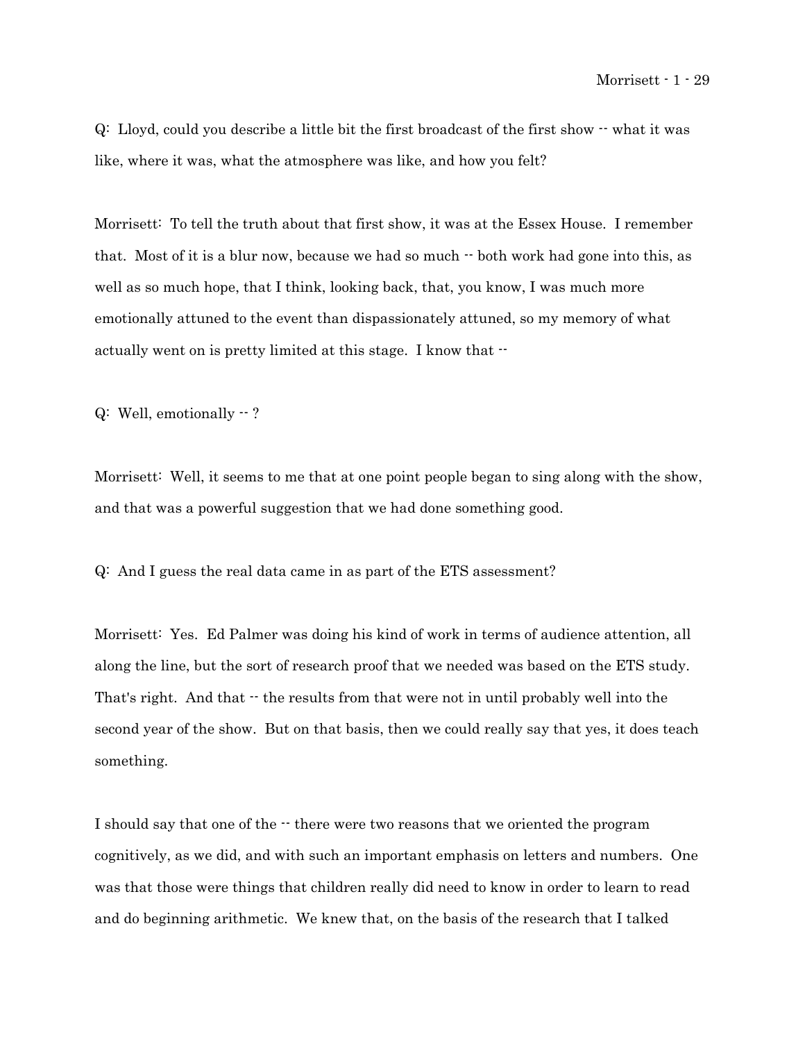Q: Lloyd, could you describe a little bit the first broadcast of the first show -- what it was like, where it was, what the atmosphere was like, and how you felt?

Morrisett: To tell the truth about that first show, it was at the Essex House. I remember that. Most of it is a blur now, because we had so much -- both work had gone into this, as well as so much hope, that I think, looking back, that, you know, I was much more emotionally attuned to the event than dispassionately attuned, so my memory of what actually went on is pretty limited at this stage. I know that --

Q: Well, emotionally -- ?

Morrisett: Well, it seems to me that at one point people began to sing along with the show, and that was a powerful suggestion that we had done something good.

Q: And I guess the real data came in as part of the ETS assessment?

Morrisett: Yes. Ed Palmer was doing his kind of work in terms of audience attention, all along the line, but the sort of research proof that we needed was based on the ETS study. That's right. And that -- the results from that were not in until probably well into the second year of the show. But on that basis, then we could really say that yes, it does teach something.

I should say that one of the -- there were two reasons that we oriented the program cognitively, as we did, and with such an important emphasis on letters and numbers. One was that those were things that children really did need to know in order to learn to read and do beginning arithmetic. We knew that, on the basis of the research that I talked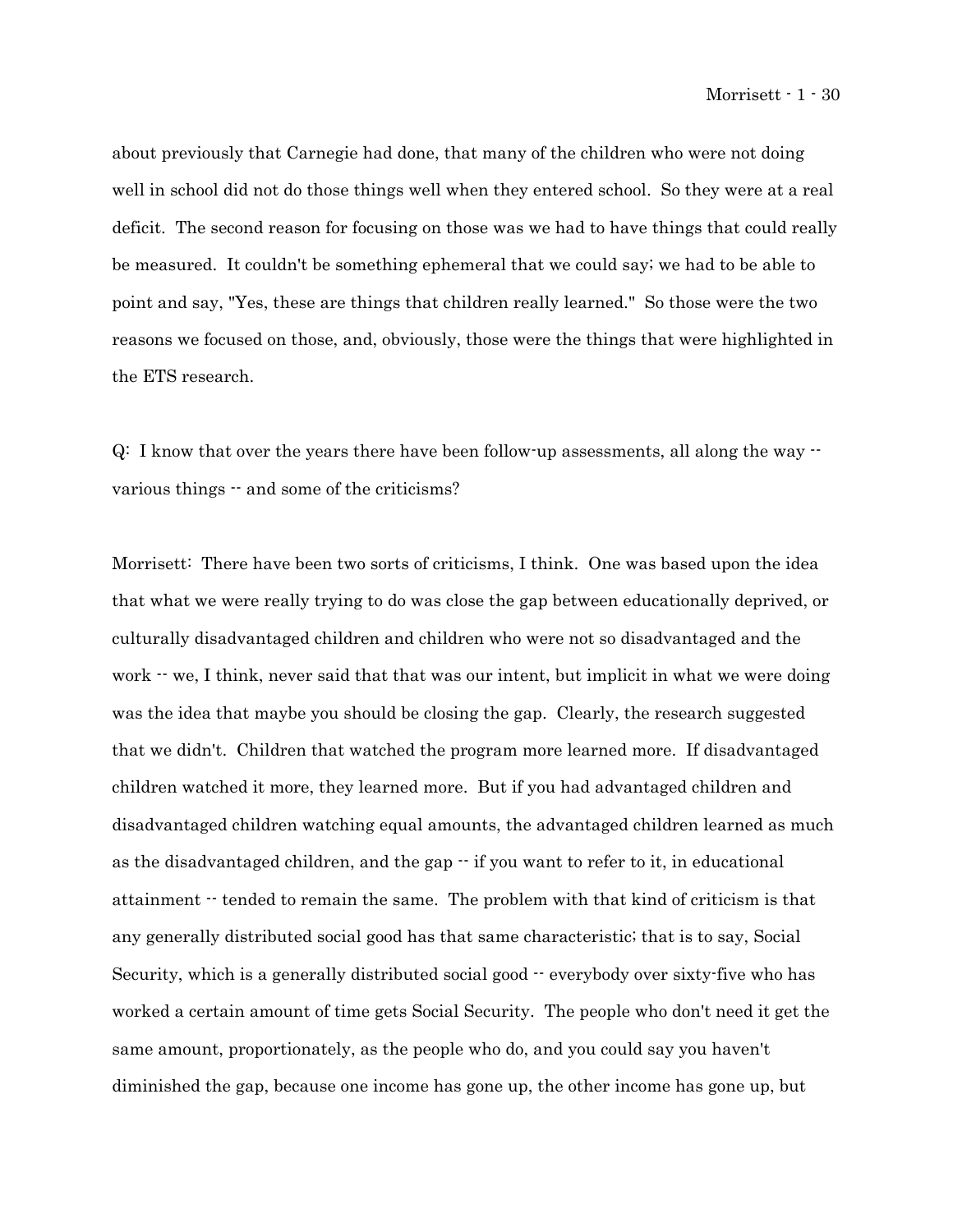about previously that Carnegie had done, that many of the children who were not doing well in school did not do those things well when they entered school. So they were at a real deficit. The second reason for focusing on those was we had to have things that could really be measured. It couldn't be something ephemeral that we could say; we had to be able to point and say, "Yes, these are things that children really learned." So those were the two reasons we focused on those, and, obviously, those were the things that were highlighted in the ETS research.

Q: I know that over the years there have been follow-up assessments, all along the way -- various things -- and some of the criticisms?

Morrisett: There have been two sorts of criticisms, I think. One was based upon the idea that what we were really trying to do was close the gap between educationally deprived, or culturally disadvantaged children and children who were not so disadvantaged and the work -- we, I think, never said that that was our intent, but implicit in what we were doing was the idea that maybe you should be closing the gap. Clearly, the research suggested that we didn't. Children that watched the program more learned more. If disadvantaged children watched it more, they learned more. But if you had advantaged children and disadvantaged children watching equal amounts, the advantaged children learned as much as the disadvantaged children, and the gap -- if you want to refer to it, in educational attainment -- tended to remain the same. The problem with that kind of criticism is that any generally distributed social good has that same characteristic; that is to say, Social Security, which is a generally distributed social good -- everybody over sixty-five who has worked a certain amount of time gets Social Security. The people who don't need it get the same amount, proportionately, as the people who do, and you could say you haven't diminished the gap, because one income has gone up, the other income has gone up, but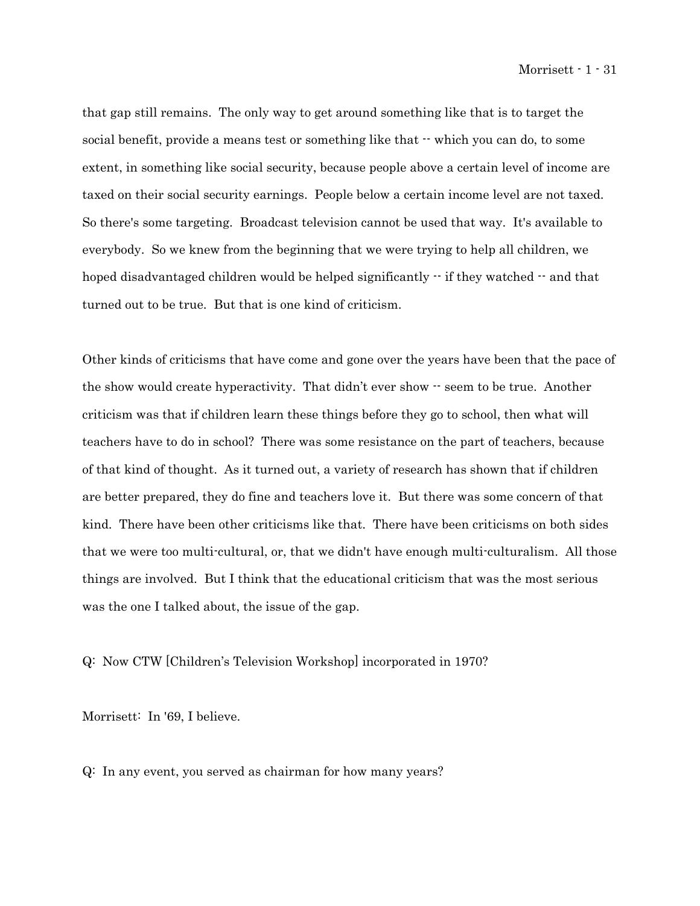that gap still remains. The only way to get around something like that is to target the social benefit, provide a means test or something like that -- which you can do, to some extent, in something like social security, because people above a certain level of income are taxed on their social security earnings. People below a certain income level are not taxed. So there's some targeting. Broadcast television cannot be used that way. It's available to everybody. So we knew from the beginning that we were trying to help all children, we hoped disadvantaged children would be helped significantly -- if they watched -- and that turned out to be true. But that is one kind of criticism.

Other kinds of criticisms that have come and gone over the years have been that the pace of the show would create hyperactivity. That didn't ever show -- seem to be true. Another criticism was that if children learn these things before they go to school, then what will teachers have to do in school? There was some resistance on the part of teachers, because of that kind of thought. As it turned out, a variety of research has shown that if children are better prepared, they do fine and teachers love it. But there was some concern of that kind. There have been other criticisms like that. There have been criticisms on both sides that we were too multi-cultural, or, that we didn't have enough multi-culturalism. All those things are involved. But I think that the educational criticism that was the most serious was the one I talked about, the issue of the gap.

Q: Now CTW [Children's Television Workshop] incorporated in 1970?

Morrisett: In '69, I believe.

Q: In any event, you served as chairman for how many years?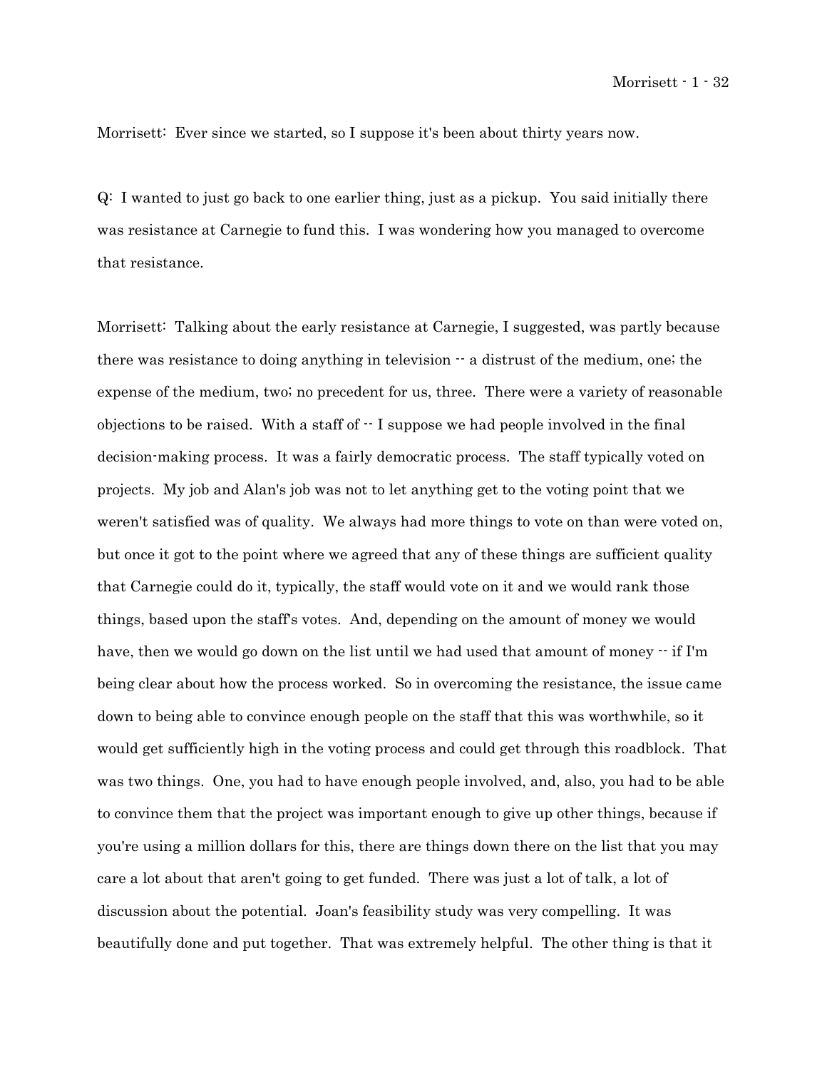Morrisett: Ever since we started, so I suppose it's been about thirty years now.

Q: I wanted to just go back to one earlier thing, just as a pickup. You said initially there was resistance at Carnegie to fund this. I was wondering how you managed to overcome that resistance.

Morrisett: Talking about the early resistance at Carnegie, I suggested, was partly because there was resistance to doing anything in television -- a distrust of the medium, one; the expense of the medium, two; no precedent for us, three. There were a variety of reasonable objections to be raised. With a staff of -- I suppose we had people involved in the final decision-making process. It was a fairly democratic process. The staff typically voted on projects. My job and Alan's job was not to let anything get to the voting point that we weren't satisfied was of quality. We always had more things to vote on than were voted on, but once it got to the point where we agreed that any of these things are sufficient quality that Carnegie could do it, typically, the staff would vote on it and we would rank those things, based upon the staff's votes. And, depending on the amount of money we would have, then we would go down on the list until we had used that amount of money -- if I'm being clear about how the process worked. So in overcoming the resistance, the issue came down to being able to convince enough people on the staff that this was worthwhile, so it would get sufficiently high in the voting process and could get through this roadblock. That was two things. One, you had to have enough people involved, and, also, you had to be able to convince them that the project was important enough to give up other things, because if you're using a million dollars for this, there are things down there on the list that you may care a lot about that aren't going to get funded. There was just a lot of talk, a lot of discussion about the potential. Joan's feasibility study was very compelling. It was beautifully done and put together. That was extremely helpful. The other thing is that it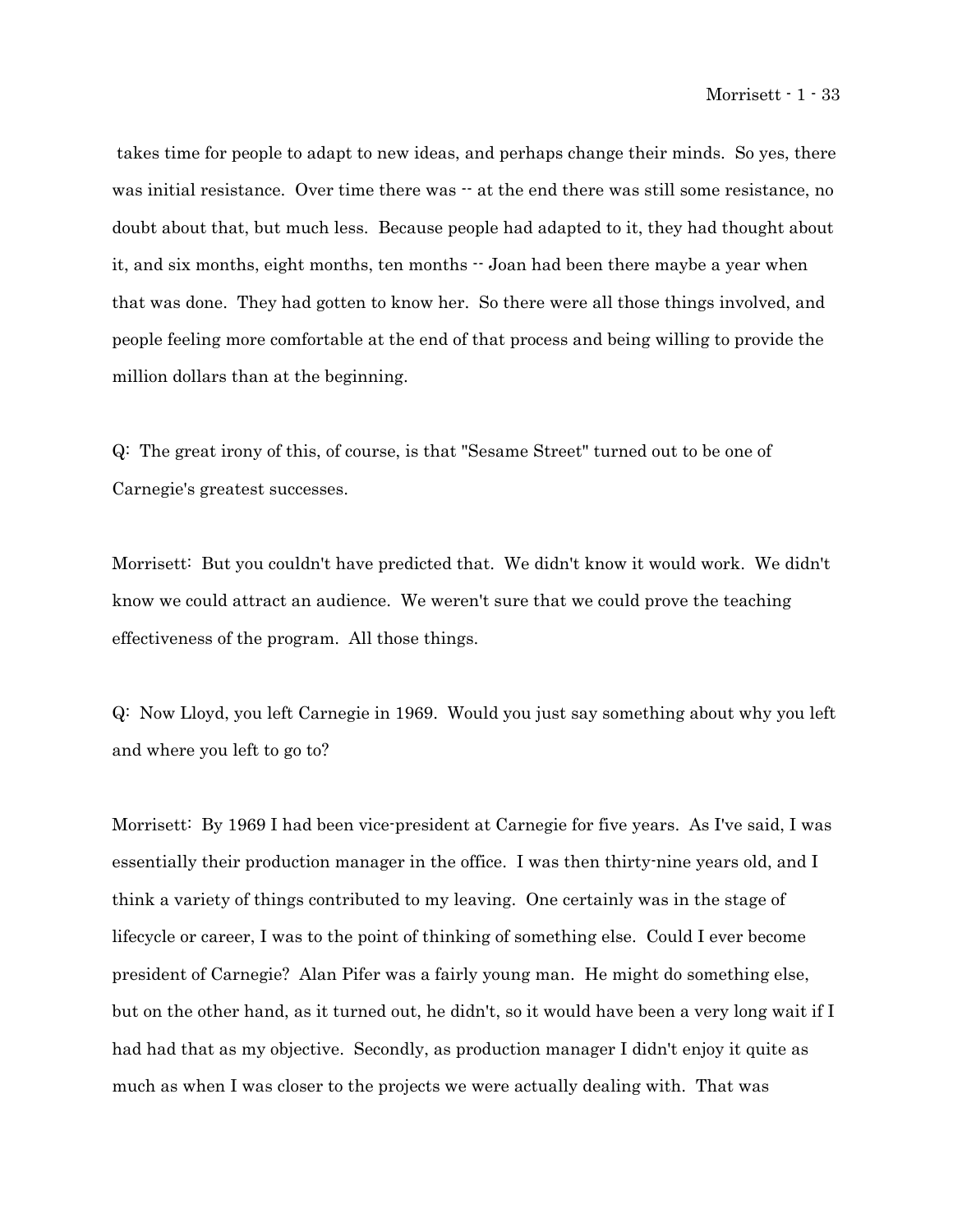takes time for people to adapt to new ideas, and perhaps change their minds. So yes, there was initial resistance. Over time there was -- at the end there was still some resistance, no doubt about that, but much less. Because people had adapted to it, they had thought about it, and six months, eight months, ten months -- Joan had been there maybe a year when that was done. They had gotten to know her. So there were all those things involved, and people feeling more comfortable at the end of that process and being willing to provide the million dollars than at the beginning.

Q: The great irony of this, of course, is that "Sesame Street" turned out to be one of Carnegie's greatest successes.

Morrisett: But you couldn't have predicted that. We didn't know it would work. We didn't know we could attract an audience. We weren't sure that we could prove the teaching effectiveness of the program. All those things.

Q: Now Lloyd, you left Carnegie in 1969. Would you just say something about why you left and where you left to go to?

Morrisett: By 1969 I had been vice-president at Carnegie for five years. As I've said, I was essentially their production manager in the office. I was then thirty-nine years old, and I think a variety of things contributed to my leaving. One certainly was in the stage of lifecycle or career, I was to the point of thinking of something else. Could I ever become president of Carnegie? Alan Pifer was a fairly young man. He might do something else, but on the other hand, as it turned out, he didn't, so it would have been a very long wait if I had had that as my objective. Secondly, as production manager I didn't enjoy it quite as much as when I was closer to the projects we were actually dealing with. That was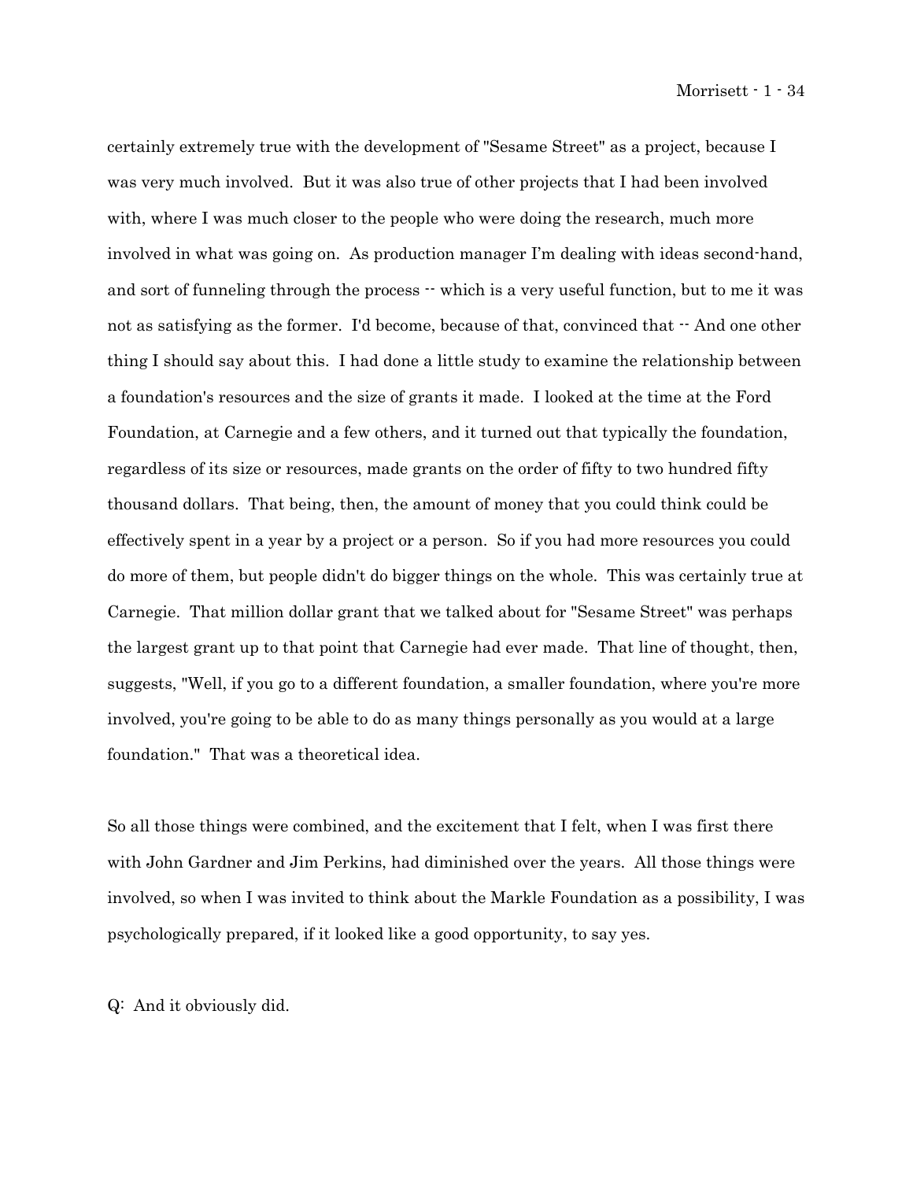certainly extremely true with the development of "Sesame Street" as a project, because I was very much involved. But it was also true of other projects that I had been involved with, where I was much closer to the people who were doing the research, much more involved in what was going on. As production manager I'm dealing with ideas second-hand, and sort of funneling through the process -- which is a very useful function, but to me it was not as satisfying as the former. I'd become, because of that, convinced that -- And one other thing I should say about this. I had done a little study to examine the relationship between a foundation's resources and the size of grants it made. I looked at the time at the Ford Foundation, at Carnegie and a few others, and it turned out that typically the foundation, regardless of its size or resources, made grants on the order of fifty to two hundred fifty thousand dollars. That being, then, the amount of money that you could think could be effectively spent in a year by a project or a person. So if you had more resources you could do more of them, but people didn't do bigger things on the whole. This was certainly true at Carnegie. That million dollar grant that we talked about for "Sesame Street" was perhaps the largest grant up to that point that Carnegie had ever made. That line of thought, then, suggests, "Well, if you go to a different foundation, a smaller foundation, where you're more involved, you're going to be able to do as many things personally as you would at a large foundation." That was a theoretical idea.

So all those things were combined, and the excitement that I felt, when I was first there with John Gardner and Jim Perkins, had diminished over the years. All those things were involved, so when I was invited to think about the Markle Foundation as a possibility, I was psychologically prepared, if it looked like a good opportunity, to say yes.

Q: And it obviously did.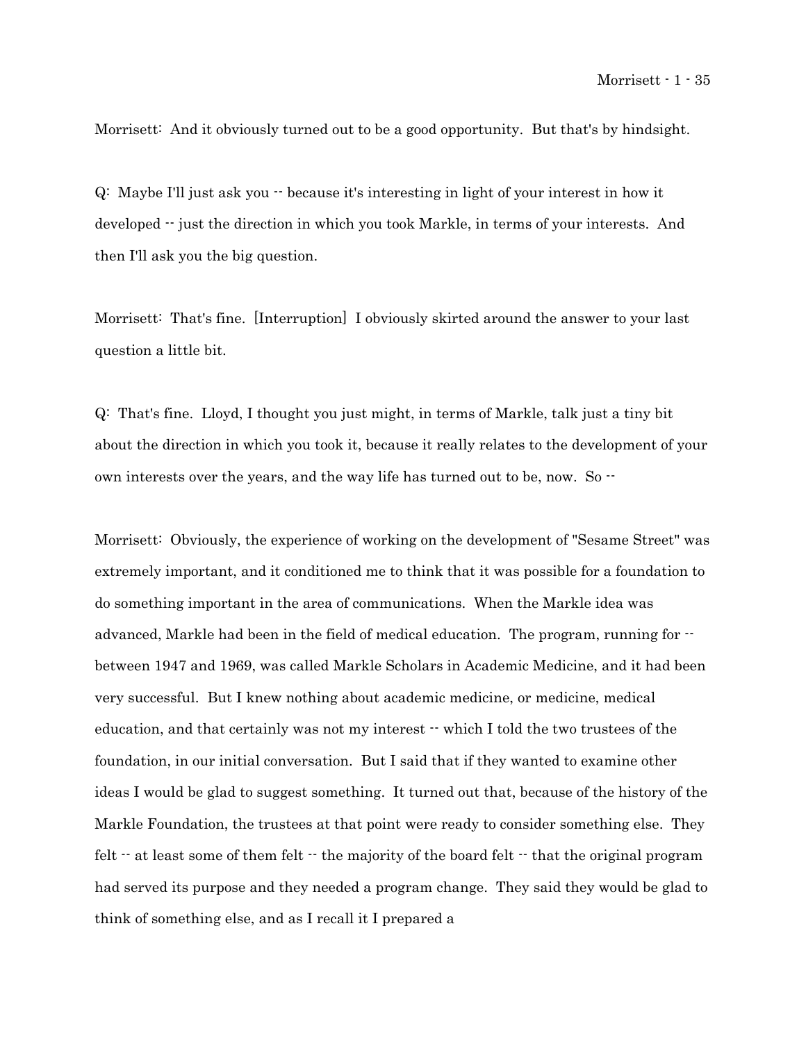Morrisett: And it obviously turned out to be a good opportunity. But that's by hindsight.

Q: Maybe I'll just ask you -- because it's interesting in light of your interest in how it developed -- just the direction in which you took Markle, in terms of your interests. And then I'll ask you the big question.

Morrisett: That's fine. [Interruption] I obviously skirted around the answer to your last question a little bit.

Q: That's fine. Lloyd, I thought you just might, in terms of Markle, talk just a tiny bit about the direction in which you took it, because it really relates to the development of your own interests over the years, and the way life has turned out to be, now. So --

Morrisett: Obviously, the experience of working on the development of "Sesame Street" was extremely important, and it conditioned me to think that it was possible for a foundation to do something important in the area of communications. When the Markle idea was advanced, Markle had been in the field of medical education. The program, running for -- between 1947 and 1969, was called Markle Scholars in Academic Medicine, and it had been very successful. But I knew nothing about academic medicine, or medicine, medical education, and that certainly was not my interest -- which I told the two trustees of the foundation, in our initial conversation. But I said that if they wanted to examine other ideas I would be glad to suggest something. It turned out that, because of the history of the Markle Foundation, the trustees at that point were ready to consider something else. They felt -- at least some of them felt -- the majority of the board felt -- that the original program had served its purpose and they needed a program change. They said they would be glad to think of something else, and as I recall it I prepared a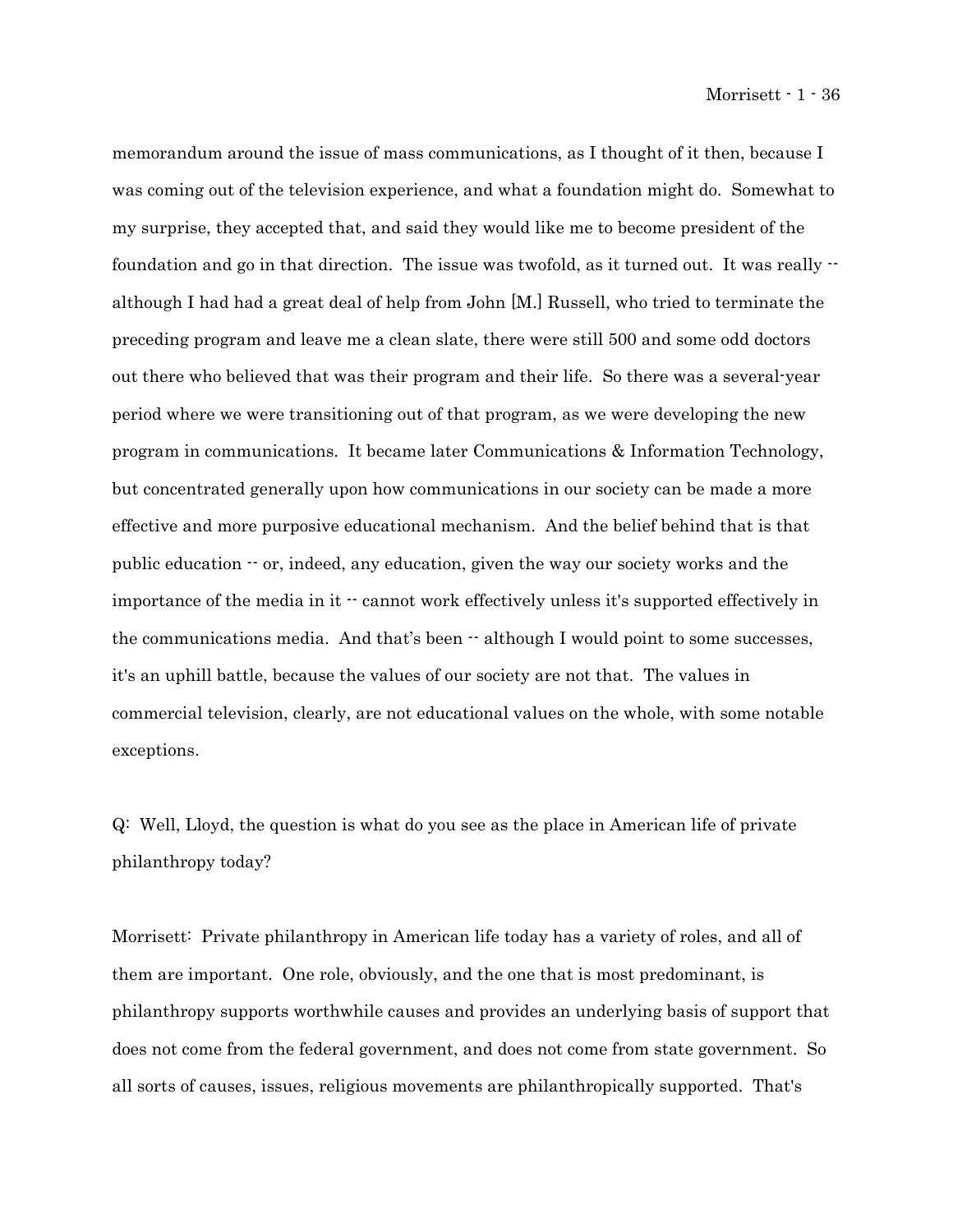memorandum around the issue of mass communications, as I thought of it then, because I was coming out of the television experience, and what a foundation might do. Somewhat to my surprise, they accepted that, and said they would like me to become president of the foundation and go in that direction. The issue was twofold, as it turned out. It was really -- although I had had a great deal of help from John [M.] Russell, who tried to terminate the preceding program and leave me a clean slate, there were still 500 and some odd doctors out there who believed that was their program and their life. So there was a several-year period where we were transitioning out of that program, as we were developing the new program in communications. It became later Communications & Information Technology, but concentrated generally upon how communications in our society can be made a more effective and more purposive educational mechanism. And the belief behind that is that public education -- or, indeed, any education, given the way our society works and the importance of the media in it -- cannot work effectively unless it's supported effectively in the communications media. And that's been -- although I would point to some successes, it's an uphill battle, because the values of our society are not that. The values in commercial television, clearly, are not educational values on the whole, with some notable exceptions.

Q: Well, Lloyd, the question is what do you see as the place in American life of private philanthropy today?

Morrisett: Private philanthropy in American life today has a variety of roles, and all of them are important. One role, obviously, and the one that is most predominant, is philanthropy supports worthwhile causes and provides an underlying basis of support that does not come from the federal government, and does not come from state government. So all sorts of causes, issues, religious movements are philanthropically supported. That's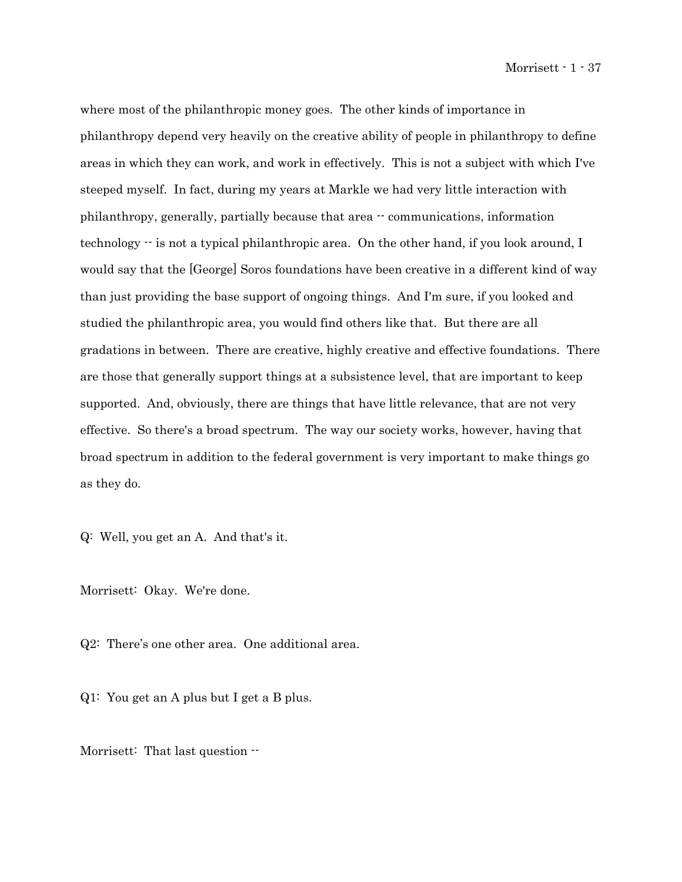where most of the philanthropic money goes. The other kinds of importance in philanthropy depend very heavily on the creative ability of people in philanthropy to define areas in which they can work, and work in effectively. This is not a subject with which I've steeped myself. In fact, during my years at Markle we had very little interaction with philanthropy, generally, partially because that area -- communications, information technology -- is not a typical philanthropic area. On the other hand, if you look around, I would say that the [George] Soros foundations have been creative in a different kind of way than just providing the base support of ongoing things. And I'm sure, if you looked and studied the philanthropic area, you would find others like that. But there are all gradations in between. There are creative, highly creative and effective foundations. There are those that generally support things at a subsistence level, that are important to keep supported. And, obviously, there are things that have little relevance, that are not very effective. So there's a broad spectrum. The way our society works, however, having that broad spectrum in addition to the federal government is very important to make things go as they do.

Q: Well, you get an A. And that's it.

Morrisett: Okay. We're done.

Q2: There's one other area. One additional area.

Q1: You get an A plus but I get a B plus.

Morrisett: That last question --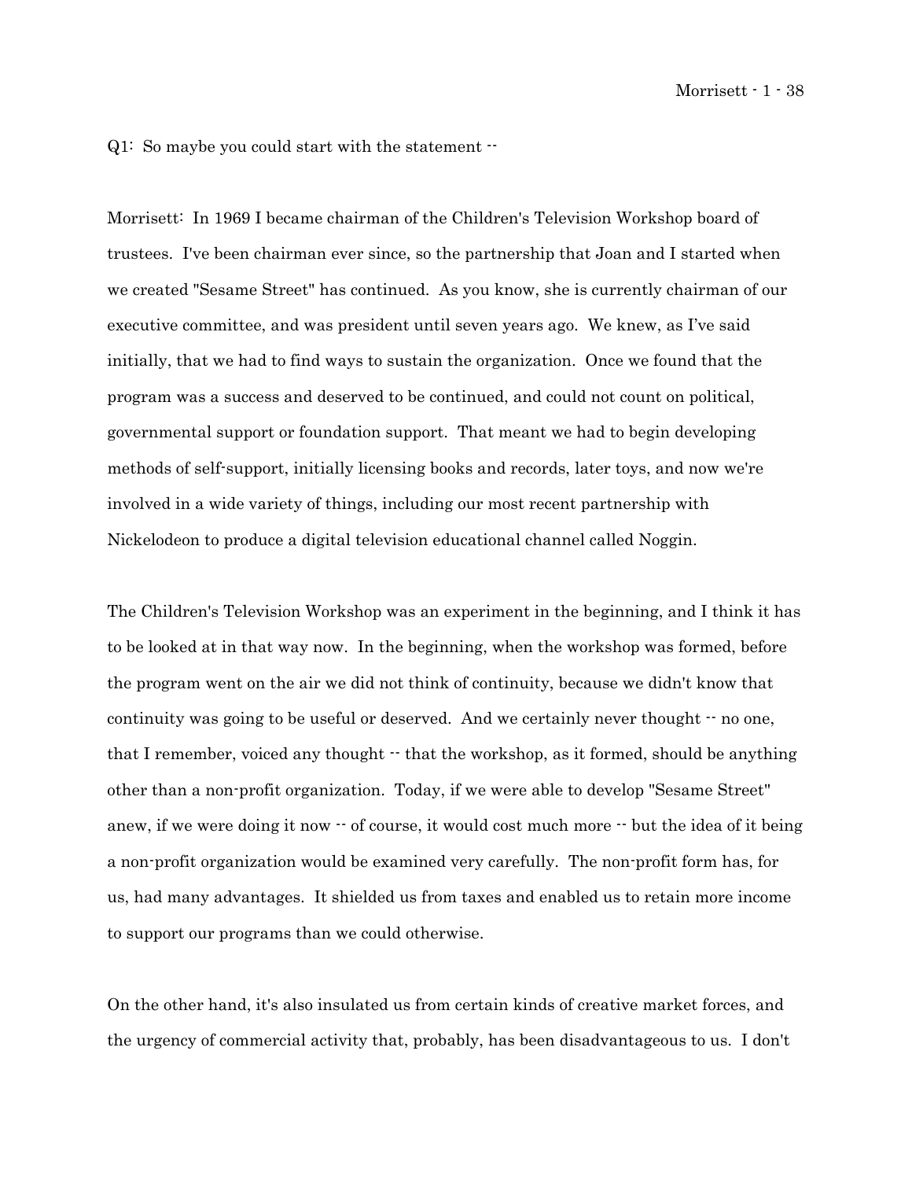Q1: So maybe you could start with the statement --

Morrisett: In 1969 I became chairman of the Children's Television Workshop board of trustees. I've been chairman ever since, so the partnership that Joan and I started when we created "Sesame Street" has continued. As you know, she is currently chairman of our executive committee, and was president until seven years ago. We knew, as I've said initially, that we had to find ways to sustain the organization. Once we found that the program was a success and deserved to be continued, and could not count on political, governmental support or foundation support. That meant we had to begin developing methods of self-support, initially licensing books and records, later toys, and now we're involved in a wide variety of things, including our most recent partnership with Nickelodeon to produce a digital television educational channel called Noggin.

The Children's Television Workshop was an experiment in the beginning, and I think it has to be looked at in that way now. In the beginning, when the workshop was formed, before the program went on the air we did not think of continuity, because we didn't know that continuity was going to be useful or deserved. And we certainly never thought -- no one, that I remember, voiced any thought -- that the workshop, as it formed, should be anything other than a non-profit organization. Today, if we were able to develop "Sesame Street" anew, if we were doing it now -- of course, it would cost much more -- but the idea of it being a non-profit organization would be examined very carefully. The non-profit form has, for us, had many advantages. It shielded us from taxes and enabled us to retain more income to support our programs than we could otherwise.

On the other hand, it's also insulated us from certain kinds of creative market forces, and the urgency of commercial activity that, probably, has been disadvantageous to us. I don't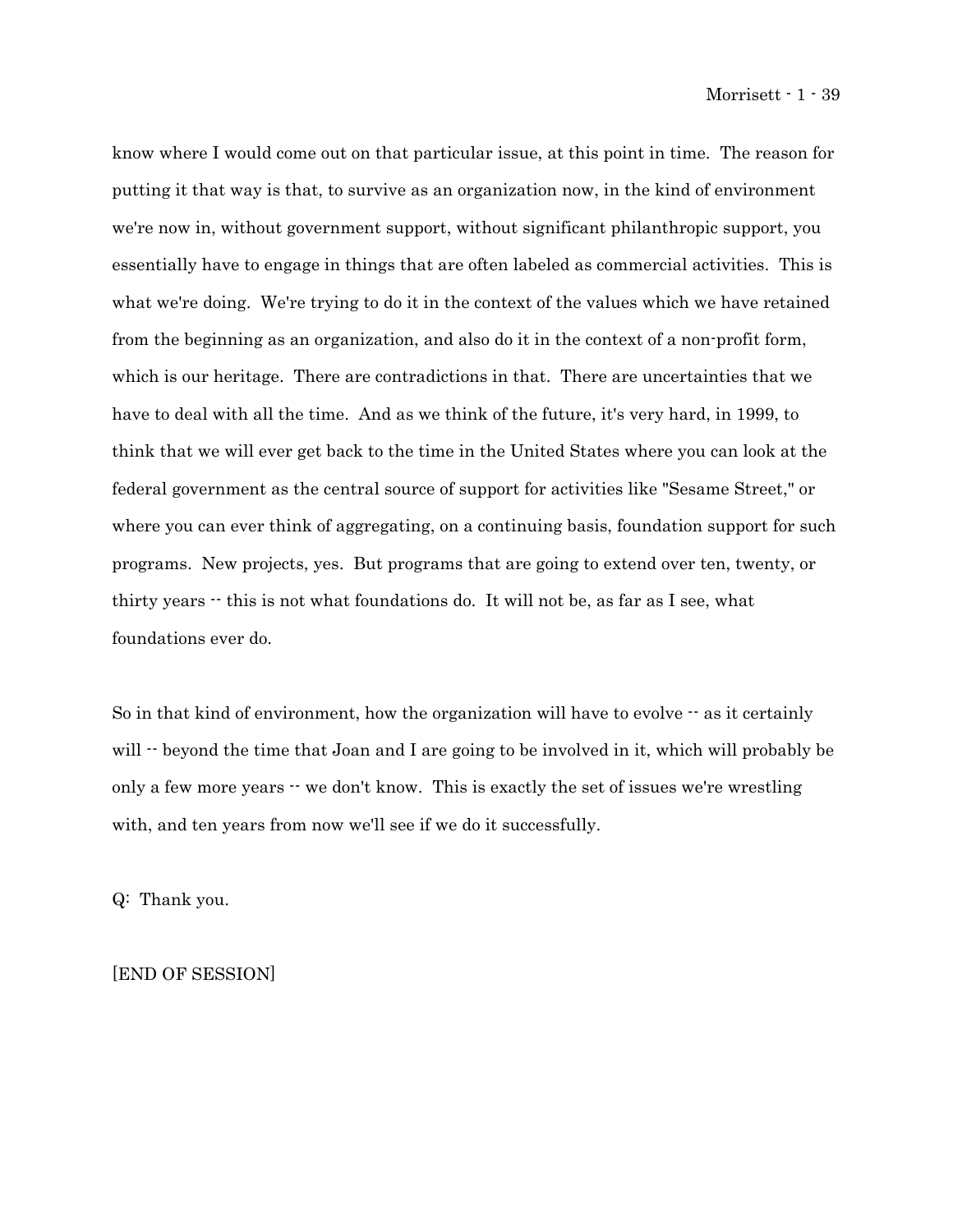know where I would come out on that particular issue, at this point in time. The reason for putting it that way is that, to survive as an organization now, in the kind of environment we're now in, without government support, without significant philanthropic support, you essentially have to engage in things that are often labeled as commercial activities. This is what we're doing. We're trying to do it in the context of the values which we have retained from the beginning as an organization, and also do it in the context of a non-profit form, which is our heritage. There are contradictions in that. There are uncertainties that we have to deal with all the time. And as we think of the future, it's very hard, in 1999, to think that we will ever get back to the time in the United States where you can look at the federal government as the central source of support for activities like "Sesame Street," or where you can ever think of aggregating, on a continuing basis, foundation support for such programs. New projects, yes. But programs that are going to extend over ten, twenty, or thirty years -- this is not what foundations do. It will not be, as far as I see, what foundations ever do.

So in that kind of environment, how the organization will have to evolve -- as it certainly will -- beyond the time that Joan and I are going to be involved in it, which will probably be only a few more years -- we don't know. This is exactly the set of issues we're wrestling with, and ten years from now we'll see if we do it successfully.

Q: Thank you.

[END OF SESSION]